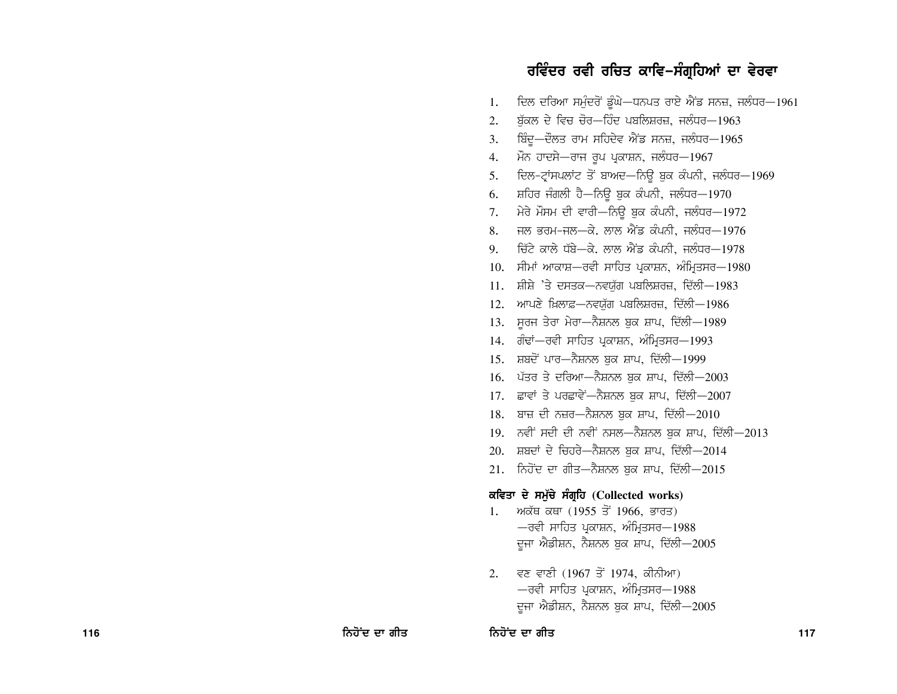## ਰਵਿੰਦਰ ਰਵੀ ਰਚਿਤ ਕਾਵਿ-ਸੰਗ੍ਰਹਿਆਂ ਦਾ ਵੇਰਵਾ

1. ਦਿਲ ਦਰਿਆ ਸਮੁੰਦਰੋਂ ਡੂੰਘੇ—ਧਨਪਤ ਰਾਏ ਐਂਡ ਸਨਜ਼, ਜਲੰਧਰ—1961
2. ਬੁੱਕਲ ਦੇ ਵਿਚ ਚੋਰ—ਹਿੰਦ ਪਬਲਿਸ਼ਰਜ਼, ਜਲੰਧਰ—1963
3. ਬਿੰਦੂ—ਦੌਲਤ ਰਾਮ ਸਹਿਦੇਵ ਐਂਡ ਸਨਜ਼, ਜਲੰਧਰ—1965
4. ਮੌਨ ਹਾਦਸੇ—ਰਾਜ ਰੂਪ ਪ੍ਰਕਾਸ਼ਨ, ਜਲੰਧਰ—1967
5. ਦਿਲ-ਟ੍ਰਾਂਸਪਲਾਂਟ ਤੋਂ ਬਾਅਦ—ਨਿਊ ਬੁਕ ਕੰਪਨੀ, ਜਲੰਧਰ—1969
6. ਸ਼ਹਿਰ ਜੰਗਲੀ ਹੈ—ਨਿਊ ਬੁਕ ਕੰਪਨੀ, ਜਲੰਧਰ—1970
7. ਮੇਰੇ ਮੌਸਮ ਦੀ ਵਾਰੀ—ਨਿਊ ਬੁਕ ਕੰਪਨੀ, ਜਲੰਧਰ—1972
8. ਜਲ ਭਰਮ-ਜਲ—ਕੇ. ਲਾਲ ਐਂਡ ਕੰਪਨੀ, ਜਲੰਧਰ—1976
9. ਚਿੱਟੇ ਕਾਲੇ ਧੱਬੇ—ਕੇ. ਲਾਲ ਐਂਡ ਕੰਪਨੀ, ਜਲੰਧਰ—1978
10. ਸੀਮਾਂ ਆਕਾਸ਼—ਰਵੀ ਸਾਹਿਤ ਪ੍ਰਕਾਸ਼ਨ, ਅੰਮ੍ਰਿਤਸਰ—1980
11. ਸ਼ੀਸ਼ੇ 'ਤੇ ਦਸਤਕ—ਨਵਯੁੱਗ ਪਬਲਿਸ਼ਰਜ਼, ਦਿੱਲੀ—1983
12. ਆਪਣੇ ਖ਼ਿਲਾਫ਼—ਨਵਯੁੱਗ ਪਬਲਿਸ਼ਰਜ਼, ਦਿੱਲੀ—1986
13. ਸੂਰਜ ਤੇਰਾ ਮੇਰਾ—ਨੈਸ਼ਨਲ ਬੁਕ ਸ਼ਾਪ, ਦਿੱਲੀ—1989
14. ਗੰਢਾਂ—ਰਵੀ ਸਾਹਿਤ ਪ੍ਰਕਾਸ਼ਨ, ਅੰਮ੍ਰਿਤਸਰ—1993
15. ਸ਼ਬਦੋਂ ਪਾਰ—ਨੈਸ਼ਨਲ ਬੁਕ ਸ਼ਾਪ, ਦਿੱਲੀ—1999
16. ਪੱਤਰ ਤੇ ਦਰਿਆ—ਨੈਸ਼ਨਲ ਬੁਕ ਸ਼ਾਪ, ਦਿੱਲੀ—2003
17. ਛਾਵਾਂ ਤੇ ਪਰਛਾਵੇਂ—ਨੈਸ਼ਨਲ ਬੁਕ ਸ਼ਾਪ, ਦਿੱਲੀ—2007
18. ਬਾਜ਼ ਦੀ ਨਜ਼ਰ—ਨੈਸ਼ਨਲ ਬੁਕ ਸ਼ਾਪ, ਦਿੱਲੀ—2010
19. ਨਵੀਂ ਸਦੀ ਦੀ ਨਵੀਂ ਨਸਲ—ਨੈਸ਼ਨਲ ਬੁਕ ਸ਼ਾਪ, ਦਿੱਲੀ—2013
20. ਸ਼ਬਦਾਂ ਦੇ ਚਿਹਰੇ—ਨੈਸ਼ਨਲ ਬੁਕ ਸ਼ਾਪ, ਦਿੱਲੀ—2014
21. ਨਿਹੋਂਦ ਦਾ ਗੀਤ—ਨੈਸ਼ਨਲ ਬੁਕ ਸ਼ਾਪ, ਦਿੱਲੀ—2015

### ਕਵਿਤਾ ਦੇ ਸਮੁੱਚੇ ਸੰਗ੍ਰਹਿ (Collected works)

1. ਅਕੱਥ ਕਥਾ (1955 ਤੋਂ 1966, ਭਾਰਤ)
   —ਰਵੀ ਸਾਹਿਤ ਪ੍ਰਕਾਸ਼ਨ, ਅੰਮ੍ਰਿਤਸਰ—1988
   ਦੂਜਾ ਐਡੀਸ਼ਨ, ਨੈਸ਼ਨਲ ਬੁਕ ਸ਼ਾਪ, ਦਿੱਲੀ—2005

2. ਵਣ ਵਾਣੀ (1967 ਤੋਂ 1974, ਕੀਨੀਆ)
   —ਰਵੀ ਸਾਹਿਤ ਪ੍ਰਕਾਸ਼ਨ, ਅੰਮ੍ਰਿਤਸਰ—1988
   ਦੂਜਾ ਐਡੀਸ਼ਨ, ਨੈਸ਼ਨਲ ਬੁਕ ਸ਼ਾਪ, ਦਿੱਲੀ—2005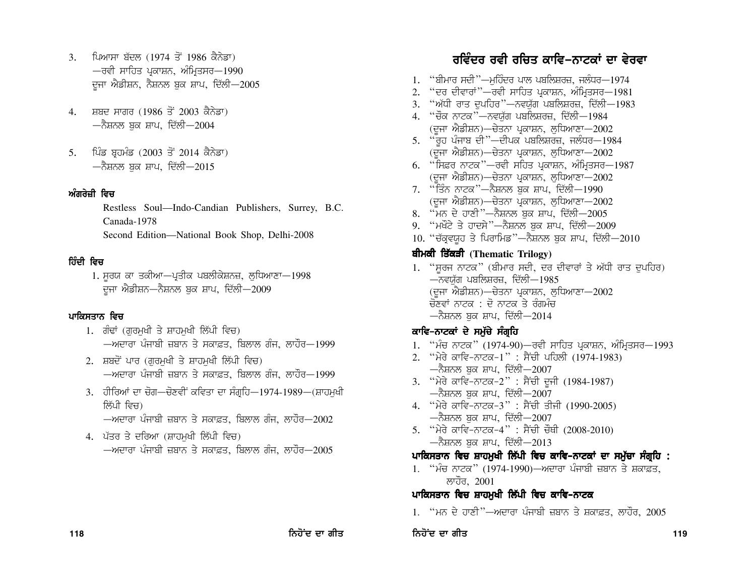3. ਪਿਆਸਾ ਬੱਦਲ (1974 ਤੋਂ 1986 ਕੈਨੇਡਾ)
   —ਰਵੀ ਸਾਹਿਤ ਪ੍ਰਕਾਸ਼ਨ, ਅੰਮ੍ਰਿਤਸਰ—1990
   ਦੂਜਾ ਐਡੀਸ਼ਨ, ਨੈਸ਼ਨਲ ਬੁਕ ਸ਼ਾਪ, ਦਿੱਲੀ—2005

4. ਸ਼ਬਦ ਸਾਗਰ (1986 ਤੋਂ 2003 ਕੈਨੇਡਾ)
   —ਨੈਸ਼ਨਲ ਬੁਕ ਸ਼ਾਪ, ਦਿੱਲੀ—2004

5. ਪਿੰਡ ਬ੍ਰਹਮੰਡ (2003 ਤੋਂ 2014 ਕੈਨੇਡਾ)
   —ਨੈਸ਼ਨਲ ਬੁਕ ਸ਼ਾਪ, ਦਿੱਲੀ—2015

### ਅੰਗਰੇਜ਼ੀ ਵਿਚ

Restless Soul—Indo-Candian Publishers, Surrey, B.C. Canada-1978
Second Edition—National Book Shop, Delhi-2008

### ਹਿੰਦੀ ਵਿਚ

1. ਸੂਰਯ ਕਾ ਤਕੀਆ—ਪ੍ਰਤੀਕ ਪਬਲੀਕੇਸ਼ਨਜ਼, ਲੁਧਿਆਣਾ—1998
   ਦੂਜਾ ਐਡੀਸ਼ਨ—ਨੈਸ਼ਨਲ ਬੁਕ ਸ਼ਾਪ, ਦਿੱਲੀ—2009

### ਪਾਕਿਸਤਾਨ ਵਿਚ

1. ਗੰਢਾਂ (ਗੁਰਮੁਖੀ ਤੇ ਸ਼ਾਹਮੁਖੀ ਲਿੱਪੀ ਵਿਚ)
   —ਅਦਾਰਾ ਪੰਜਾਬੀ ਜ਼ਬਾਨ ਤੇ ਸਕਾਫ਼ਤ, ਬਿਲਾਲ ਗੰਜ, ਲਾਹੌਰ—1999
2. ਸ਼ਬਦੋਂ ਪਾਰ (ਗੁਰਮੁਖੀ ਤੇ ਸ਼ਾਹਮੁਖੀ ਲਿੱਪੀ ਵਿਚ)
   —ਅਦਾਰਾ ਪੰਜਾਬੀ ਜ਼ਬਾਨ ਤੇ ਸਕਾਫ਼ਤ, ਬਿਲਾਲ ਗੰਜ, ਲਾਹੌਰ—1999
3. ਹੀਰਿਆਂ ਦਾ ਚੋਗ—ਚੋਣਵੀਂ ਕਵਿਤਾ ਦਾ ਸੰਗ੍ਰਹਿ—1974-1989—(ਸ਼ਾਹਮੁਖੀ ਲਿੱਪੀ ਵਿਚ)
   —ਅਦਾਰਾ ਪੰਜਾਬੀ ਜ਼ਬਾਨ ਤੇ ਸਕਾਫ਼ਤ, ਬਿਲਾਲ ਗੰਜ, ਲਾਹੌਰ—2002
4. ਪੱਤਰ ਤੇ ਦਰਿਆ (ਸ਼ਾਹਮੁਖੀ ਲਿੱਪੀ ਵਿਚ)
   —ਅਦਾਰਾ ਪੰਜਾਬੀ ਜ਼ਬਾਨ ਤੇ ਸਕਾਫ਼ਤ, ਬਿਲਾਲ ਗੰਜ, ਲਾਹੌਰ—2005

## ਰਵਿੰਦਰ ਰਵੀ ਰਚਿਤ ਕਾਵਿ-ਨਾਟਕਾਂ ਦਾ ਵੇਰਵਾ

1. "ਬੀਮਾਰ ਸਦੀ"—ਮਹਿੰਦਰ ਪਾਲ ਪਬਲਿਸ਼ਰਜ਼, ਜਲੰਧਰ—1974
2. "ਦਰ ਦੀਵਾਰਾਂ"—ਰਵੀ ਸਾਹਿਤ ਪ੍ਰਕਾਸ਼ਨ, ਅੰਮ੍ਰਿਤਸਰ—1981
3. "ਅੱਧੀ ਰਾਤ ਦੁਪਹਿਰ"—ਨਵਯੁੱਗ ਪਬਲਿਸ਼ਰਜ਼, ਦਿੱਲੀ—1983
4. "ਚੌਕ ਨਾਟਕ"—ਨਵਯੁੱਗ ਪਬਲਿਸ਼ਰਜ਼, ਦਿੱਲੀ—1984
   (ਦੂਜਾ ਐਡੀਸ਼ਨ)—ਚੇਤਨਾ ਪ੍ਰਕਾਸ਼ਨ, ਲੁਧਿਆਣਾ—2002
5. "ਰੂਹ ਪੰਜਾਬ ਦੀ"—ਦੀਪਕ ਪਬਲਿਸ਼ਰਜ਼, ਜਲੰਧਰ—1984
   (ਦੂਜਾ ਐਡੀਸ਼ਨ)—ਚੇਤਨਾ ਪ੍ਰਕਾਸ਼ਨ, ਲੁਧਿਆਣਾ—2002
6. "ਸਿਫ਼ਰ ਨਾਟਕ"—ਰਵੀ ਸਹਿਤ ਪ੍ਰਕਾਸ਼ਨ, ਅੰਮ੍ਰਿਤਸਰ—1987
   (ਦੂਜਾ ਐਡੀਸ਼ਨ)—ਚੇਤਨਾ ਪ੍ਰਕਾਸ਼ਨ, ਲੁਧਿਆਣਾ—2002
7. "ਤਿੰਨ ਨਾਟਕ"—ਨੈਸ਼ਨਲ ਬੁਕ ਸ਼ਾਪ, ਦਿੱਲੀ—1990
   (ਦੂਜਾ ਐਡੀਸ਼ਨ)—ਚੇਤਨਾ ਪ੍ਰਕਾਸ਼ਨ, ਲੁਧਿਆਣਾ—2002
8. "ਮਨ ਦੇ ਹਾਣੀ"—ਨੈਸ਼ਨਲ ਬੁਕ ਸ਼ਾਪ, ਦਿੱਲੀ—2005
9. "ਮਖੌਟੇ ਤੇ ਹਾਦਸੇ"—ਨੈਸ਼ਨਲ ਬੁਕ ਸ਼ਾਪ, ਦਿੱਲੀ—2009
10. "ਚੱਕ੍ਰਵਯੂਹ ਤੇ ਪਿਰਾਮਿਡ"—ਨੈਸ਼ਨਲ ਬੁਕ ਸ਼ਾਪ, ਦਿੱਲੀ—2010

### ਥੀਮਕੀ ਤਿੱਕੜੀ (Thematic Trilogy)

1. "ਸੂਰਜ ਨਾਟਕ" (ਬੀਮਾਰ ਸਦੀ, ਦਰ ਦੀਵਾਰਾਂ ਤੇ ਅੱਧੀ ਰਾਤ ਦੁਪਹਿਰ)
   —ਨਵਯੁੱਗ ਪਬਲਿਸ਼ਰਜ਼, ਦਿੱਲੀ—1985
   (ਦੂਜਾ ਐਡੀਸ਼ਨ)—ਚੇਤਨਾ ਪ੍ਰਕਾਸ਼ਨ, ਲੁਧਿਆਣਾ—2002
   ਚੋਣਵਾਂ ਨਾਟਕ : ਦੋ ਨਾਟਕ ਤੇ ਰੰਗਮੰਚ
   —ਨੈਸ਼ਨਲ ਬੁਕ ਸ਼ਾਪ, ਦਿੱਲੀ—2014

### ਕਾਵਿ-ਨਾਟਕਾਂ ਦੇ ਸਮੁੱਚੇ ਸੰਗ੍ਰਹਿ

1. "ਮੰਚ ਨਾਟਕ" (1974-90)—ਰਵੀ ਸਾਹਿਤ ਪ੍ਰਕਾਸ਼ਨ, ਅੰਮ੍ਰਿਤਸਰ—1993
2. "ਮੇਰੇ ਕਾਵਿ-ਨਾਟਕ-1" : ਸੈਂਚੀ ਪਹਿਲੀ (1974-1983)
   —ਨੈਸ਼ਨਲ ਬੁਕ ਸ਼ਾਪ, ਦਿੱਲੀ—2007
3. "ਮੇਰੇ ਕਾਵਿ-ਨਾਟਕ-2" : ਸੈਂਚੀ ਦੂਜੀ (1984-1987)
   —ਨੈਸ਼ਨਲ ਬੁਕ ਸ਼ਾਪ, ਦਿੱਲੀ—2007
4. "ਮੇਰੇ ਕਾਵਿ-ਨਾਟਕ-3" : ਸੈਂਚੀ ਤੀਜੀ (1990-2005)
   —ਨੈਸ਼ਨਲ ਬੁਕ ਸ਼ਾਪ, ਦਿੱਲੀ—2007
5. "ਮੇਰੇ ਕਾਵਿ-ਨਾਟਕ-4" : ਸੈਂਚੀ ਚੌਥੀ (2008-2010)
   —ਨੈਸ਼ਨਲ ਬੁਕ ਸ਼ਾਪ, ਦਿੱਲੀ—2013

### ਪਾਕਿਸਤਾਨ ਵਿਚ ਸ਼ਾਹਮੁਖੀ ਲਿੱਪੀ ਵਿਚ ਕਾਵਿ-ਨਾਟਕਾਂ ਦਾ ਸਮੁੱਚਾ ਸੰਗ੍ਰਹਿ :

1. "ਮੰਚ ਨਾਟਕ" (1974-1990)—ਅਦਾਰਾ ਪੰਜਾਬੀ ਜ਼ਬਾਨ ਤੇ ਸ਼ਕਾਫ਼ਤ, ਲਾਹੌਰ, 2001

### ਪਾਕਿਸਤਾਨ ਵਿਚ ਸ਼ਾਹਮੁਖੀ ਲਿੱਪੀ ਵਿਚ ਕਾਵਿ-ਨਾਟਕ

1. "ਮਨ ਦੇ ਹਾਣੀ"—ਅਦਾਰਾ ਪੰਜਾਬੀ ਜ਼ਬਾਨ ਤੇ ਸ਼ਕਾਫ਼ਤ, ਲਾਹੌਰ, 2005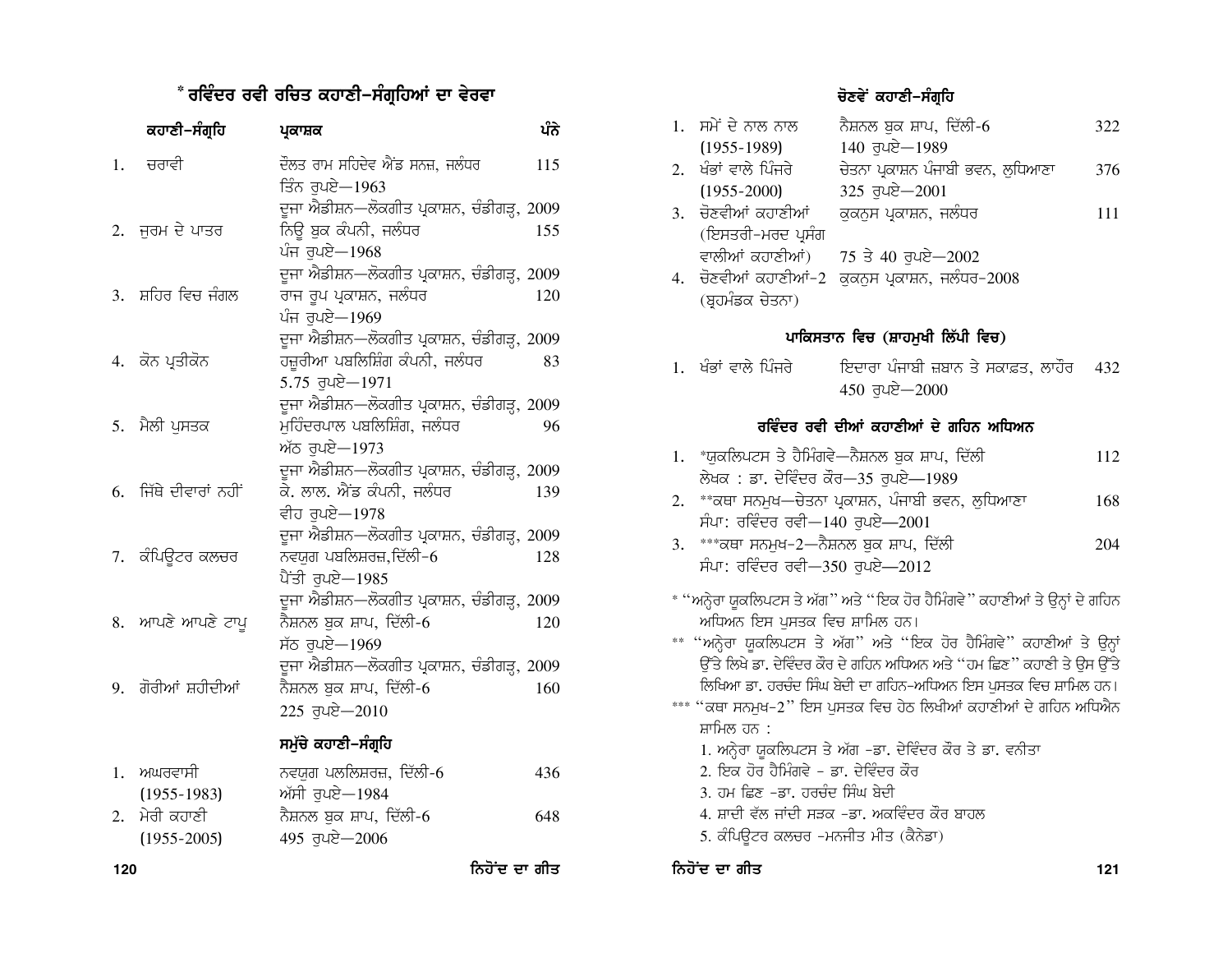## * ਰਵਿੰਦਰ ਰਵੀ ਰਚਿਤ ਕਹਾਣੀ-ਸੰਗ੍ਰਹਿਆਂ ਦਾ ਵੇਰਵਾ

| | ਕਹਾਣੀ-ਸੰਗ੍ਰਹਿ | ਪ੍ਰਕਾਸ਼ਕ | ਪੰਨੇ |
|---|---|---|---|
| 1. | ਚਰਾਵੀ | ਦੌਲਤ ਰਾਮ ਸਹਿਦੇਵ ਐਂਡ ਸਨਜ਼, ਜਲੰਧਰ<br>ਤਿੰਨ ਰੁਪਏ—1963<br>ਦੂਜਾ ਐਡੀਸ਼ਨ—ਲੋਕਗੀਤ ਪ੍ਰਕਾਸ਼ਨ, ਚੰਡੀਗੜ੍ਹ, 2009 | 115 |
| 2. | ਜੁਰਮ ਦੇ ਪਾਤਰ | ਨਿਊ ਬੁਕ ਕੰਪਨੀ, ਜਲੰਧਰ<br>ਪੰਜ ਰੁਪਏ—1968<br>ਦੂਜਾ ਐਡੀਸ਼ਨ—ਲੋਕਗੀਤ ਪ੍ਰਕਾਸ਼ਨ, ਚੰਡੀਗੜ੍ਹ, 2009 | 155 |
| 3. | ਸ਼ਹਿਰ ਵਿਚ ਜੰਗਲ | ਰਾਜ ਰੂਪ ਪ੍ਰਕਾਸ਼ਨ, ਜਲੰਧਰ<br>ਪੰਜ ਰੁਪਏ—1969<br>ਦੂਜਾ ਐਡੀਸ਼ਨ—ਲੋਕਗੀਤ ਪ੍ਰਕਾਸ਼ਨ, ਚੰਡੀਗੜ੍ਹ, 2009 | 120 |
| 4. | ਕੋਨ ਪ੍ਰਤੀਕੋਨ | ਹਜ਼ੂਰੀਆ ਪਬਲਿਸ਼ਿੰਗ ਕੰਪਨੀ, ਜਲੰਧਰ<br>5.75 ਰੁਪਏ—1971<br>ਦੂਜਾ ਐਡੀਸ਼ਨ—ਲੋਕਗੀਤ ਪ੍ਰਕਾਸ਼ਨ, ਚੰਡੀਗੜ੍ਹ, 2009 | 83 |
| 5. | ਮੈਲੀ ਪੁਸਤਕ | ਮੁਹਿੰਦਰਪਾਲ ਪਬਲਿਸ਼ਿੰਗ, ਜਲੰਧਰ<br>ਅੱਠ ਰੁਪਏ—1973<br>ਦੂਜਾ ਐਡੀਸ਼ਨ—ਲੋਕਗੀਤ ਪ੍ਰਕਾਸ਼ਨ, ਚੰਡੀਗੜ੍ਹ, 2009 | 96 |
| 6. | ਜਿੱਥੇ ਦੀਵਾਰਾਂ ਨਹੀਂ | ਕੇ. ਲਾਲ. ਐਂਡ ਕੰਪਨੀ, ਜਲੰਧਰ<br>ਵੀਹ ਰੁਪਏ—1978<br>ਦੂਜਾ ਐਡੀਸ਼ਨ—ਲੋਕਗੀਤ ਪ੍ਰਕਾਸ਼ਨ, ਚੰਡੀਗੜ੍ਹ, 2009 | 139 |
| 7. | ਕੰਪਿਊਟਰ ਕਲਚਰ | ਨਵਯੁਗ ਪਬਲਿਸ਼ਰਜ਼,ਦਿੱਲੀ-6<br>ਪੈਂਤੀ ਰੁਪਏ—1985<br>ਦੂਜਾ ਐਡੀਸ਼ਨ—ਲੋਕਗੀਤ ਪ੍ਰਕਾਸ਼ਨ, ਚੰਡੀਗੜ੍ਹ, 2009 | 128 |
| 8. | ਆਪਣੇ ਆਪਣੇ ਟਾਪੂ | ਨੈਸ਼ਨਲ ਬੁਕ ਸ਼ਾਪ, ਦਿੱਲੀ-6<br>ਸੱਠ ਰੁਪਏ—1969<br>ਦੂਜਾ ਐਡੀਸ਼ਨ—ਲੋਕਗੀਤ ਪ੍ਰਕਾਸ਼ਨ, ਚੰਡੀਗੜ੍ਹ, 2009 | 120 |
| 9. | ਗੋਰੀਆਂ ਸ਼ਹੀਦੀਆਂ | ਨੈਸ਼ਨਲ ਬੁਕ ਸ਼ਾਪ, ਦਿੱਲੀ-6<br>225 ਰੁਪਏ—2010 | 160 |

### ਸਮੁੱਚੇ ਕਹਾਣੀ-ਸੰਗ੍ਰਹਿ

| | ਕਹਾਣੀ-ਸੰਗ੍ਰਹਿ | ਪ੍ਰਕਾਸ਼ਕ | ਪੰਨੇ |
|---|---|---|---|
| 1. | ਅਘਰਵਾਸੀ (1955-1983) | ਨਵਯੁਗ ਪਲਲਿਸ਼ਰਜ਼, ਦਿੱਲੀ-6<br>ਅੱਸੀ ਰੁਪਏ—1984 | 436 |
| 2. | ਮੇਰੀ ਕਹਾਣੀ (1955-2005) | ਨੈਸ਼ਨਲ ਬੁਕ ਸ਼ਾਪ, ਦਿੱਲੀ-6<br>495 ਰੁਪਏ—2006 | 648 |

### ਚੋਣਵੇਂ ਕਹਾਣੀ-ਸੰਗ੍ਰਹਿ

| | ਕਹਾਣੀ-ਸੰਗ੍ਰਹਿ | ਪ੍ਰਕਾਸ਼ਕ | ਪੰਨੇ |
|---|---|---|---|
| 1. | ਸਮੇਂ ਦੇ ਨਾਲ ਨਾਲ (1955-1989) | ਨੈਸ਼ਨਲ ਬੁਕ ਸ਼ਾਪ, ਦਿੱਲੀ-6<br>140 ਰੁਪਏ—1989 | 322 |
| 2. | ਖੰਭਾਂ ਵਾਲੇ ਪਿੰਜਰੇ (1955-2000) | ਚੇਤਨਾ ਪ੍ਰਕਾਸ਼ਨ ਪੰਜਾਬੀ ਭਵਨ, ਲੁਧਿਆਣਾ<br>325 ਰੁਪਏ—2001 | 376 |
| 3. | ਚੋਣਵੀਆਂ ਕਹਾਣੀਆਂ (ਇਸਤਰੀ-ਮਰਦ ਪ੍ਰਸੰਗ ਵਾਲੀਆਂ ਕਹਾਣੀਆਂ) | ਕੁਕਨੁਸ ਪ੍ਰਕਾਸ਼ਨ, ਜਲੰਧਰ<br>75 ਤੇ 40 ਰੁਪਏ—2002 | 111 |
| 4. | ਚੋਣਵੀਆਂ ਕਹਾਣੀਆਂ-2 (ਬ੍ਰਹਮੰਡਕ ਚੇਤਨਾ) | ਕੁਕਨੁਸ ਪ੍ਰਕਾਸ਼ਨ, ਜਲੰਧਰ-2008 | |

### ਪਾਕਿਸਤਾਨ ਵਿਚ (ਸ਼ਾਹਮੁਖੀ ਲਿੱਪੀ ਵਿਚ)

| | ਕਹਾਣੀ-ਸੰਗ੍ਰਹਿ | ਪ੍ਰਕਾਸ਼ਕ | ਪੰਨੇ |
|---|---|---|---|
| 1. | ਖੰਭਾਂ ਵਾਲੇ ਪਿੰਜਰੇ | ਇਦਾਰਾ ਪੰਜਾਬੀ ਜ਼ਬਾਨ ਤੇ ਸਕਾਫ਼ਤ, ਲਾਹੌਰ<br>450 ਰੁਪਏ—2000 | 432 |

### ਰਵਿੰਦਰ ਰਵੀ ਦੀਆਂ ਕਹਾਣੀਆਂ ਦੇ ਗਹਿਨ ਅਧਿਐਨ

| | | ਪੰਨੇ |
|---|---|---|
| 1. | *ਯੂਕਲਿਪਟਸ ਤੇ ਹੈਮਿੰਗਵੇ—ਨੈਸ਼ਨਲ ਬੁਕ ਸ਼ਾਪ, ਦਿੱਲੀ<br>ਲੇਖਕ : ਡਾ. ਦੇਵਿੰਦਰ ਕੌਰ—35 ਰੁਪਏ—1989 | 112 |
| 2. | **ਕਥਾ ਸਨਮੁਖ—ਚੇਤਨਾ ਪ੍ਰਕਾਸ਼ਨ, ਪੰਜਾਬੀ ਭਵਨ, ਲੁਧਿਆਣਾ<br>ਸੰਪਾ: ਰਵਿੰਦਰ ਰਵੀ—140 ਰੁਪਏ—2001 | 168 |
| 3. | ***ਕਥਾ ਸਨਮੁਖ-2—ਨੈਸ਼ਨਲ ਬੁਕ ਸ਼ਾਪ, ਦਿੱਲੀ<br>ਸੰਪਾ: ਰਵਿੰਦਰ ਰਵੀ—350 ਰੁਪਏ—2012 | 204 |

\* "ਅਨ੍ਹੇਰਾ ਯੂਕਲਿਪਟਸ ਤੇ ਅੱਗ" ਅਤੇ "ਇਕ ਹੋਰ ਹੈਮਿੰਗਵੇ" ਕਹਾਣੀਆਂ ਤੇ ਉਨ੍ਹਾਂ ਦੇ ਗਹਿਨ ਅਧਿਅਨ ਇਸ ਪੁਸਤਕ ਵਿਚ ਸ਼ਾਮਿਲ ਹਨ।

\** "ਅਨ੍ਹੇਰਾ ਯੂਕਲਿਪਟਸ ਤੇ ਅੱਗ" ਅਤੇ "ਇਕ ਹੋਰ ਹੈਮਿੰਗਵੇ" ਕਹਾਣੀਆਂ ਤੇ ਉਨ੍ਹਾਂ ਉੱਤੇ ਲਿਖੇ ਡਾ. ਦੇਵਿੰਦਰ ਕੌਰ ਦੇ ਗਹਿਨ ਅਧਿਅਨ ਅਤੇ "ਹਮ ਛਿਣ" ਕਹਾਣੀ ਤੇ ਉਸ ਉੱਤੇ ਲਿਖਿਆ ਡਾ. ਹਰਚੰਦ ਸਿੰਘ ਬੇਦੀ ਦਾ ਗਹਿਨ-ਅਧਿਅਨ ਇਸ ਪੁਸਤਕ ਵਿਚ ਸ਼ਾਮਿਲ ਹਨ।

\*** "ਕਥਾ ਸਨਮੁਖ-2" ਇਸ ਪੁਸਤਕ ਵਿਚ ਹੇਠ ਲਿਖੀਆਂ ਕਹਾਣੀਆਂ ਦੇ ਗਹਿਨ ਅਧਿਐਨ ਸ਼ਾਮਿਲ ਹਨ :

1. ਅਨ੍ਹੇਰਾ ਯੂਕਲਿਪਟਸ ਤੇ ਅੱਗ -ਡਾ. ਦੇਵਿੰਦਰ ਕੌਰ ਤੇ ਡਾ. ਵਨੀਤਾ
2. ਇਕ ਹੋਰ ਹੈਮਿੰਗਵੇ - ਡਾ. ਦੇਵਿੰਦਰ ਕੌਰ
3. ਹਮ ਛਿਣ -ਡਾ. ਹਰਚੰਦ ਸਿੰਘ ਬੇਦੀ
4. ਸ਼ਾਦੀ ਵੱਲ ਜਾਂਦੀ ਸੜਕ -ਡਾ. ਅਕਵਿੰਦਰ ਕੌਰ ਬਾਹਲ
5. ਕੰਪਿਊਟਰ ਕਲਚਰ -ਮਨਜੀਤ ਮੀਤ (ਕੈਨੇਡਾ)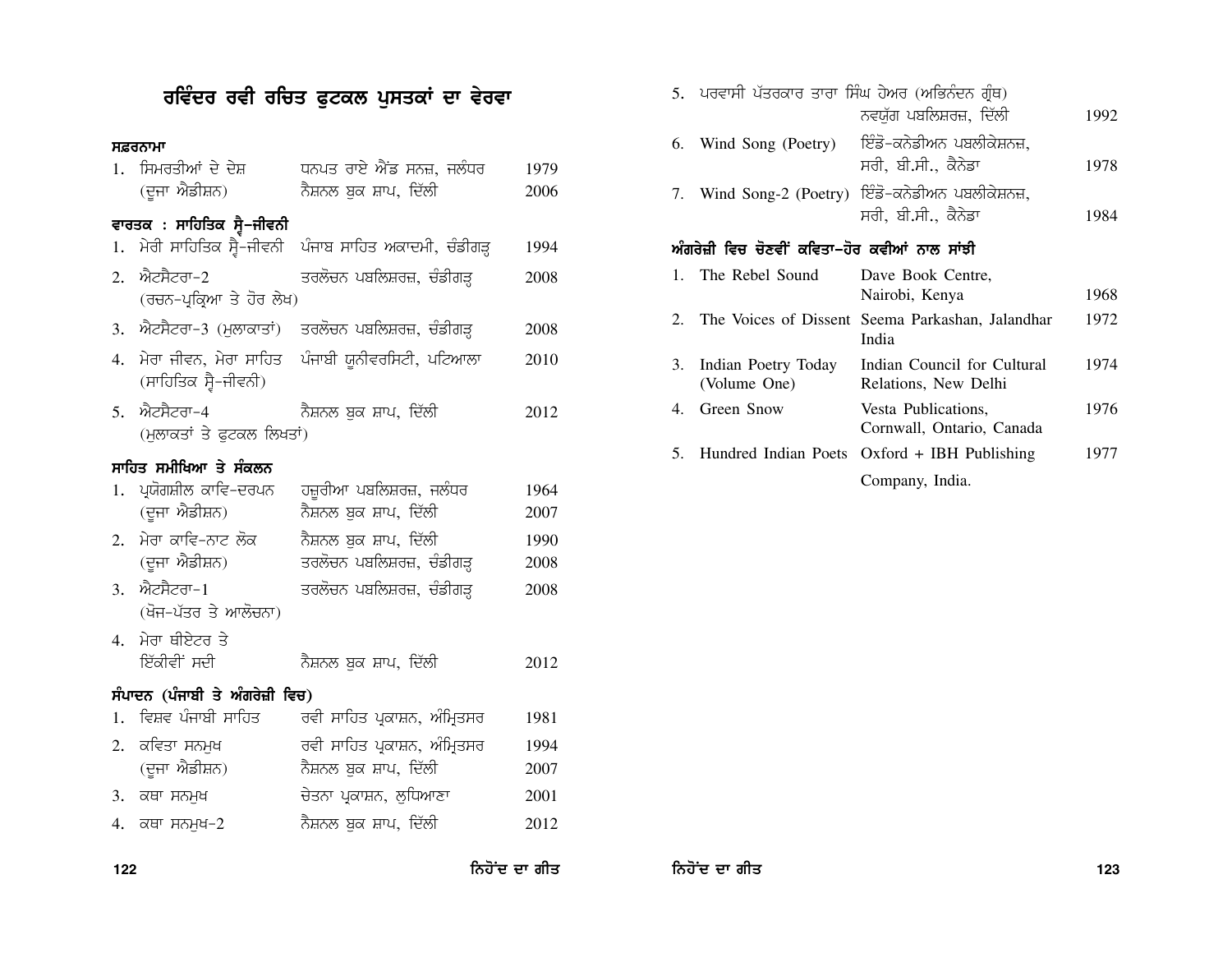# ਰਵਿੰਦਰ ਰਵੀ ਰਚਿਤ ਫੁਟਕਲ ਪੁਸਤਕਾਂ ਦਾ ਵੇਰਵਾ

**ਸਫ਼ਰਨਾਮਾ**

| | | | |
|---|---|---|---|
| 1. | ਸਿਮਰਤੀਆਂ ਦੇ ਦੇਸ਼ | ਧਨਪਤ ਰਾਏ ਐਂਡ ਸਨਜ਼, ਜਲੰਧਰ | 1979 |
| | (ਦੂਜਾ ਐਡੀਸ਼ਨ) | ਨੈਸ਼ਨਲ ਬੁਕ ਸ਼ਾਪ, ਦਿੱਲੀ | 2006 |

**ਵਾਰਤਕ : ਸਾਹਿਤਿਕ ਸ੍ਵੈ-ਜੀਵਨੀ**

| | | | |
|---|---|---|---|
| 1. | ਮੇਰੀ ਸਾਹਿਤਿਕ ਸ੍ਵੈ-ਜੀਵਨੀ | ਪੰਜਾਬ ਸਾਹਿਤ ਅਕਾਦਮੀ, ਚੰਡੀਗੜ੍ਹ | 1994 |
| 2. | ਐਟਸੈਟਰਾ-2 (ਰਚਨ-ਪ੍ਰਕ੍ਰਿਆ ਤੇ ਹੋਰ ਲੇਖ) | ਤਰਲੋਚਨ ਪਬਲਿਸ਼ਰਜ਼, ਚੰਡੀਗੜ੍ਹ | 2008 |
| 3. | ਐਟਸੈਟਰਾ-3 (ਮੁਲਾਕਾਤਾਂ) | ਤਰਲੋਚਨ ਪਬਲਿਸ਼ਰਜ਼, ਚੰਡੀਗੜ੍ਹ | 2008 |
| 4. | ਮੇਰਾ ਜੀਵਨ, ਮੇਰਾ ਸਾਹਿਤ (ਸਾਹਿਤਿਕ ਸ੍ਵੈ-ਜੀਵਨੀ) | ਪੰਜਾਬੀ ਯੂਨੀਵਰਸਿਟੀ, ਪਟਿਆਲਾ | 2010 |
| 5. | ਐਟਸੈਟਰਾ-4 (ਮੁਲਾਕਾਤਾਂ ਤੇ ਫੁਟਕਲ ਲਿਖਤਾਂ) | ਨੈਸ਼ਨਲ ਬੁਕ ਸ਼ਾਪ, ਦਿੱਲੀ | 2012 |

**ਸਾਹਿਤ ਸਮੀਖਿਆ ਤੇ ਸੰਕਲਨ**

| | | | |
|---|---|---|---|
| 1. | ਪ੍ਰਯੋਗਸ਼ੀਲ ਕਾਵਿ-ਦਰਪਨ | ਹਜ਼ੂਰੀਆ ਪਬਲਿਸ਼ਰਜ਼, ਜਲੰਧਰ | 1964 |
| | (ਦੂਜਾ ਐਡੀਸ਼ਨ) | ਨੈਸ਼ਨਲ ਬੁਕ ਸ਼ਾਪ, ਦਿੱਲੀ | 2007 |
| 2. | ਮੇਰਾ ਕਾਵਿ-ਨਾਟ ਲੋਕ | ਨੈਸ਼ਨਲ ਬੁਕ ਸ਼ਾਪ, ਦਿੱਲੀ | 1990 |
| | (ਦੂਜਾ ਐਡੀਸ਼ਨ) | ਤਰਲੋਚਨ ਪਬਲਿਸ਼ਰਜ਼, ਚੰਡੀਗੜ੍ਹ | 2008 |
| 3. | ਐਟਸੈਟਰਾ-1 (ਖੋਜ-ਪੱਤਰ ਤੇ ਆਲੋਚਨਾ) | ਤਰਲੋਚਨ ਪਬਲਿਸ਼ਰਜ਼, ਚੰਡੀਗੜ੍ਹ | 2008 |
| 4. | ਮੇਰਾ ਥੀਏਟਰ ਤੇ ਇੱਕੀਵੀਂ ਸਦੀ | ਨੈਸ਼ਨਲ ਬੁਕ ਸ਼ਾਪ, ਦਿੱਲੀ | 2012 |

**ਸੰਪਾਦਨ (ਪੰਜਾਬੀ ਤੇ ਅੰਗਰੇਜ਼ੀ ਵਿਚ)**

| | | | |
|---|---|---|---|
| 1. | ਵਿਸ਼ਵ ਪੰਜਾਬੀ ਸਾਹਿਤ | ਰਵੀ ਸਾਹਿਤ ਪ੍ਰਕਾਸ਼ਨ, ਅੰਮ੍ਰਿਤਸਰ | 1981 |
| 2. | ਕਵਿਤਾ ਸਨਮੁਖ | ਰਵੀ ਸਾਹਿਤ ਪ੍ਰਕਾਸ਼ਨ, ਅੰਮ੍ਰਿਤਸਰ | 1994 |
| | (ਦੂਜਾ ਐਡੀਸ਼ਨ) | ਨੈਸ਼ਨਲ ਬੁਕ ਸ਼ਾਪ, ਦਿੱਲੀ | 2007 |
| 3. | ਕਥਾ ਸਨਮੁਖ | ਚੇਤਨਾ ਪ੍ਰਕਾਸ਼ਨ, ਲੁਧਿਆਣਾ | 2001 |
| 4. | ਕਥਾ ਸਨਮੁਖ-2 | ਨੈਸ਼ਨਲ ਬੁਕ ਸ਼ਾਪ, ਦਿੱਲੀ | 2012 |
| 5. | ਪਰਵਾਸੀ ਪੱਤਰਕਾਰ ਤਾਰਾ ਸਿੰਘ ਹੇਅਰ (ਅਭਿਨੰਦਨ ਗ੍ਰੰਥ) | ਨਵਯੁੱਗ ਪਬਲਿਸ਼ਰਜ਼, ਦਿੱਲੀ | 1992 |
| 6. | Wind Song (Poetry) | ਇੰਡੋ-ਕਨੇਡੀਅਨ ਪਬਲੀਕੇਸ਼ਨਜ਼, ਸਰੀ, ਬੀ.ਸੀ., ਕੈਨੇਡਾ | 1978 |
| 7. | Wind Song-2 (Poetry) | ਇੰਡੋ-ਕਨੇਡੀਅਨ ਪਬਲੀਕੇਸ਼ਨਜ਼, ਸਰੀ, ਬੀ.ਸੀ., ਕੈਨੇਡਾ | 1984 |

**ਅੰਗਰੇਜ਼ੀ ਵਿਚ ਚੋਣਵੀਂ ਕਵਿਤਾ-ਹੋਰ ਕਵੀਆਂ ਨਾਲ ਸਾਂਝੀ**

| | | | |
|---|---|---|---|
| 1. | The Rebel Sound | Dave Book Centre, Nairobi, Kenya | 1968 |
| 2. | The Voices of Dissent | Seema Parkashan, Jalandhar India | 1972 |
| 3. | Indian Poetry Today (Volume One) | Indian Council for Cultural Relations, New Delhi | 1974 |
| 4. | Green Snow | Vesta Publications, Cornwall, Ontario, Canada | 1976 |
| 5. | Hundred Indian Poets | Oxford + IBH Publishing Company, India. | 1977 |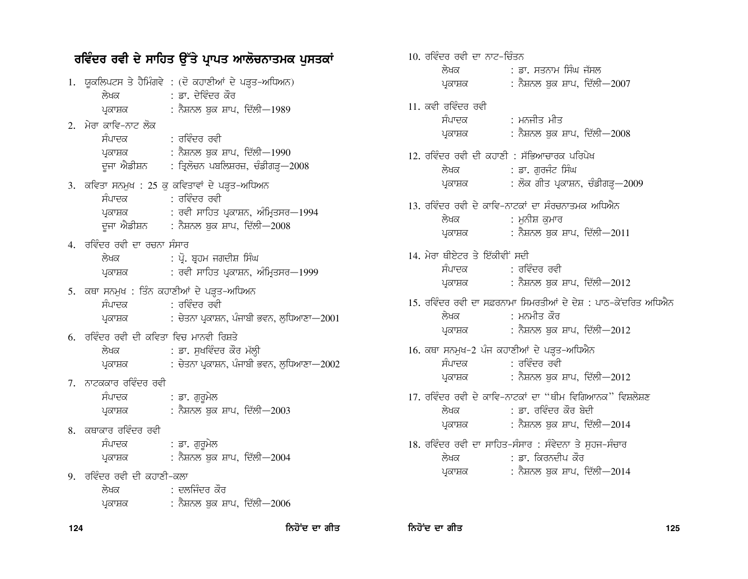# ਰਵਿੰਦਰ ਰਵੀ ਦੇ ਸਾਹਿਤ ਉੱਤੇ ਪ੍ਰਾਪਤ ਆਲੋਚਨਾਤਮਕ ਪੁਸਤਕਾਂ

1. ਯੂਕਲਿਪਟਸ ਤੇ ਹੈਮਿੰਗਵੇ : (ਦੋ ਕਹਾਣੀਆਂ ਦੇ ਪੜ੍ਹਤ-ਅਧਿਅਨ)
   ਲੇਖਕ : ਡਾ. ਦੇਵਿੰਦਰ ਕੌਰ
   ਪ੍ਰਕਾਸ਼ਕ : ਨੈਸ਼ਨਲ ਬੁਕ ਸ਼ਾਪ, ਦਿੱਲੀ—1989

2. ਮੇਰਾ ਕਾਵਿ-ਨਾਟ ਲੋਕ
   ਸੰਪਾਦਕ : ਰਵਿੰਦਰ ਰਵੀ
   ਪ੍ਰਕਾਸ਼ਕ : ਨੈਸ਼ਨਲ ਬੁਕ ਸ਼ਾਪ, ਦਿੱਲੀ—1990
   ਦੂਜਾ ਐਡੀਸ਼ਨ : ਤ੍ਰਿਲੋਚਨ ਪਬਲਿਸ਼ਰਜ਼, ਚੰਡੀਗੜ੍ਹ—2008

3. ਕਵਿਤਾ ਸਨਮੁਖ : 25 ਕੁ ਕਵਿਤਾਵਾਂ ਦੇ ਪੜ੍ਹਤ-ਅਧਿਅਨ
   ਸੰਪਾਦਕ : ਰਵਿੰਦਰ ਰਵੀ
   ਪ੍ਰਕਾਸ਼ਕ : ਰਵੀ ਸਾਹਿਤ ਪ੍ਰਕਾਸ਼ਨ, ਅੰਮ੍ਰਿਤਸਰ—1994
   ਦੂਜਾ ਐਡੀਸ਼ਨ : ਨੈਸ਼ਨਲ ਬੁਕ ਸ਼ਾਪ, ਦਿੱਲੀ—2008

4. ਰਵਿੰਦਰ ਰਵੀ ਦਾ ਰਚਨਾ ਸੰਸਾਰ
   ਲੇਖਕ : ਪ੍ਰੋ. ਬ੍ਰਹਮ ਜਗਦੀਸ਼ ਸਿੰਘ
   ਪ੍ਰਕਾਸ਼ਕ : ਰਵੀ ਸਾਹਿਤ ਪ੍ਰਕਾਸ਼ਨ, ਅੰਮ੍ਰਿਤਸਰ—1999

5. ਕਥਾ ਸਨਮੁਖ : ਤਿੰਨ ਕਹਾਣੀਆਂ ਦੇ ਪੜ੍ਹਤ-ਅਧਿਅਨ
   ਸੰਪਾਦਕ : ਰਵਿੰਦਰ ਰਵੀ
   ਪ੍ਰਕਾਸ਼ਕ : ਚੇਤਨਾ ਪ੍ਰਕਾਸ਼ਨ, ਪੰਜਾਬੀ ਭਵਨ, ਲੁਧਿਆਣਾ—2001

6. ਰਵਿੰਦਰ ਰਵੀ ਦੀ ਕਵਿਤਾ ਵਿਚ ਮਾਨਵੀ ਰਿਸ਼ਤੇ
   ਲੇਖਕ : ਡਾ. ਸੁਖਵਿੰਦਰ ਕੌਰ ਮੱਲ੍ਹੀ
   ਪ੍ਰਕਾਸ਼ਕ : ਚੇਤਨਾ ਪ੍ਰਕਾਸ਼ਨ, ਪੰਜਾਬੀ ਭਵਨ, ਲੁਧਿਆਣਾ—2002

7. ਨਾਟਕਕਾਰ ਰਵਿੰਦਰ ਰਵੀ
   ਸੰਪਾਦਕ : ਡਾ. ਗੁਰੂਮੇਲ
   ਪ੍ਰਕਾਸ਼ਕ : ਨੈਸ਼ਨਲ ਬੁਕ ਸ਼ਾਪ, ਦਿੱਲੀ—2003

8. ਕਥਾਕਾਰ ਰਵਿੰਦਰ ਰਵੀ
   ਸੰਪਾਦਕ : ਡਾ. ਗੁਰੂਮੇਲ
   ਪ੍ਰਕਾਸ਼ਕ : ਨੈਸ਼ਨਲ ਬੁਕ ਸ਼ਾਪ, ਦਿੱਲੀ—2004

9. ਰਵਿੰਦਰ ਰਵੀ ਦੀ ਕਹਾਣੀ-ਕਲਾ
   ਲੇਖਕ : ਦਲਜਿੰਦਰ ਕੌਰ
   ਪ੍ਰਕਾਸ਼ਕ : ਨੈਸ਼ਨਲ ਬੁਕ ਸ਼ਾਪ, ਦਿੱਲੀ—2006

10. ਰਵਿੰਦਰ ਰਵੀ ਦਾ ਨਾਟ-ਚਿੰਤਨ
    ਲੇਖਕ : ਡਾ. ਸਤਨਾਮ ਸਿੰਘ ਜੱਸਲ
    ਪ੍ਰਕਾਸ਼ਕ : ਨੈਸ਼ਨਲ ਬੁਕ ਸ਼ਾਪ, ਦਿੱਲੀ—2007

11. ਕਵੀ ਰਵਿੰਦਰ ਰਵੀ
    ਸੰਪਾਦਕ : ਮਨਜੀਤ ਮੀਤ
    ਪ੍ਰਕਾਸ਼ਕ : ਨੈਸ਼ਨਲ ਬੁਕ ਸ਼ਾਪ, ਦਿੱਲੀ—2008

12. ਰਵਿੰਦਰ ਰਵੀ ਦੀ ਕਹਾਣੀ : ਸੱਭਿਆਚਾਰਕ ਪਰਿਪੇਖ
    ਲੇਖਕ : ਡਾ. ਗੁਰਜੰਟ ਸਿੰਘ
    ਪ੍ਰਕਾਸ਼ਕ : ਲੋਕ ਗੀਤ ਪ੍ਰਕਾਸ਼ਨ, ਚੰਡੀਗੜ੍ਹ—2009

13. ਰਵਿੰਦਰ ਰਵੀ ਦੇ ਕਾਵਿ-ਨਾਟਕਾਂ ਦਾ ਸੰਰਚਨਾਤਮਕ ਅਧਿਐਨ
    ਲੇਖਕ : ਮੁਨੀਸ਼ ਕੁਮਾਰ
    ਪ੍ਰਕਾਸ਼ਕ : ਨੈਸ਼ਨਲ ਬੁਕ ਸ਼ਾਪ, ਦਿੱਲੀ—2011

14. ਮੇਰਾ ਥੀਏਟਰ ਤੇ ਇੱਕੀਵੀਂ ਸਦੀ
    ਸੰਪਾਦਕ : ਰਵਿੰਦਰ ਰਵੀ
    ਪ੍ਰਕਾਸ਼ਕ : ਨੈਸ਼ਨਲ ਬੁਕ ਸ਼ਾਪ, ਦਿੱਲੀ—2012

15. ਰਵਿੰਦਰ ਰਵੀ ਦਾ ਸਫ਼ਰਨਾਮਾ ਸਿਮਰਤੀਆਂ ਦੇ ਦੇਸ਼ : ਪਾਠ-ਕੇਂਦਰਿਤ ਅਧਿਐਨ
    ਲੇਖਕ : ਮਨਮੀਤ ਕੌਰ
    ਪ੍ਰਕਾਸ਼ਕ : ਨੈਸ਼ਨਲ ਬੁਕ ਸ਼ਾਪ, ਦਿੱਲੀ—2012

16. ਕਥਾ ਸਨਮੁਖ-2 ਪੰਜ ਕਹਾਣੀਆਂ ਦੇ ਪੜ੍ਹਤ-ਅਧਿਐਨ
    ਸੰਪਾਦਕ : ਰਵਿੰਦਰ ਰਵੀ
    ਪ੍ਰਕਾਸ਼ਕ : ਨੈਸ਼ਨਲ ਬੁਕ ਸ਼ਾਪ, ਦਿੱਲੀ—2012

17. ਰਵਿੰਦਰ ਰਵੀ ਦੇ ਕਾਵਿ-ਨਾਟਕਾਂ ਦਾ "ਥੀਮ ਵਿਗਿਆਨਕ" ਵਿਸ਼ਲੇਸ਼ਣ
    ਲੇਖਕ : ਡਾ. ਰਵਿੰਦਰ ਕੌਰ ਬੇਦੀ
    ਪ੍ਰਕਾਸ਼ਕ : ਨੈਸ਼ਨਲ ਬੁਕ ਸ਼ਾਪ, ਦਿੱਲੀ—2014

18. ਰਵਿੰਦਰ ਰਵੀ ਦਾ ਸਾਹਿਤ-ਸੰਸਾਰ : ਸੰਵੇਦਨਾ ਤੇ ਸੁਹਜ-ਸੰਚਾਰ
    ਲੇਖਕ : ਡਾ. ਕਿਰਨਦੀਪ ਕੌਰ
    ਪ੍ਰਕਾਸ਼ਕ : ਨੈਸ਼ਨਲ ਬੁਕ ਸ਼ਾਪ, ਦਿੱਲੀ—2014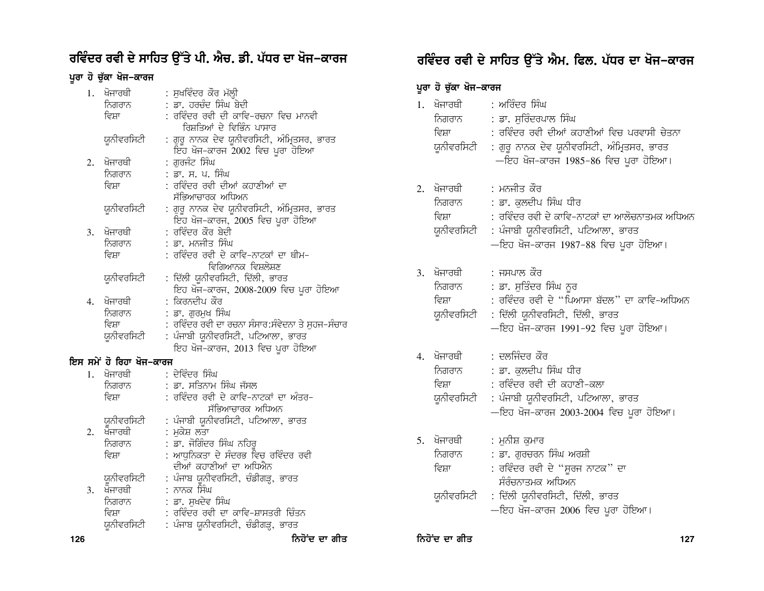## ਰਵਿੰਦਰ ਰਵੀ ਦੇ ਸਾਹਿਤ ਉੱਤੇ ਪੀ. ਐਚ. ਡੀ. ਪੱਧਰ ਦਾ ਖੋਜ-ਕਾਰਜ

### ਪੂਰਾ ਹੋ ਚੁੱਕਾ ਖੋਜ-ਕਾਰਜ

1. ਖੋਜਾਰਥੀ : ਸੁਖਵਿੰਦਰ ਕੌਰ ਮੱਲ੍ਹੀ
   ਨਿਗਰਾਨ : ਡਾ. ਹਰਚੰਦ ਸਿੰਘ ਬੇਦੀ
   ਵਿਸ਼ਾ : ਰਵਿੰਦਰ ਰਵੀ ਦੀ ਕਾਵਿ-ਰਚਨਾ ਵਿਚ ਮਾਨਵੀ ਰਿਸ਼ਤਿਆਂ ਦੇ ਵਿਭਿੰਨ ਪਾਸਾਰ
   ਯੂਨੀਵਰਸਿਟੀ : ਗੁਰੂ ਨਾਨਕ ਦੇਵ ਯੂਨੀਵਰਸਿਟੀ, ਅੰਮ੍ਰਿਤਸਰ, ਭਾਰਤ
   ਇਹ ਖੋਜ-ਕਾਰਜ 2002 ਵਿਚ ਪੂਰਾ ਹੋਇਆ
2. ਖੋਜਾਰਥੀ : ਗੁਰਜੰਟ ਸਿੰਘ
   ਨਿਗਰਾਨ : ਡਾ. ਸ. ਪ. ਸਿੰਘ
   ਵਿਸ਼ਾ : ਰਵਿੰਦਰ ਰਵੀ ਦੀਆਂ ਕਹਾਣੀਆਂ ਦਾ ਸੱਭਿਆਚਾਰਕ ਅਧਿਅਨ
   ਯੂਨੀਵਰਸਿਟੀ : ਗੁਰੂ ਨਾਨਕ ਦੇਵ ਯੂਨੀਵਰਸਿਟੀ, ਅੰਮ੍ਰਿਤਸਰ, ਭਾਰਤ
   ਇਹ ਖੋਜ-ਕਾਰਜ, 2005 ਵਿਚ ਪੂਰਾ ਹੋਇਆ
3. ਖੋਜਾਰਥੀ : ਰਵਿੰਦਰ ਕੌਰ ਬੇਦੀ
   ਨਿਗਰਾਨ : ਡਾ. ਮਨਜੀਤ ਸਿੰਘ
   ਵਿਸ਼ਾ : ਰਵਿੰਦਰ ਰਵੀ ਦੇ ਕਾਵਿ-ਨਾਟਕਾਂ ਦਾ ਥੀਮ-ਵਿਗਿਆਨਕ ਵਿਸ਼ਲੇਸ਼ਣ
   ਯੂਨੀਵਰਸਿਟੀ : ਦਿੱਲੀ ਯੂਨੀਵਰਸਿਟੀ, ਦਿੱਲੀ, ਭਾਰਤ
   ਇਹ ਖੋਜ-ਕਾਰਜ, 2008-2009 ਵਿਚ ਪੂਰਾ ਹੋਇਆ
4. ਖੋਜਾਰਥੀ : ਕਿਰਨਦੀਪ ਕੌਰ
   ਨਿਗਰਾਨ : ਡਾ. ਗੁਰਮੁਖ ਸਿੰਘ
   ਵਿਸ਼ਾ : ਰਵਿੰਦਰ ਰਵੀ ਦਾ ਰਚਨਾ ਸੰਸਾਰ:ਸੰਵੇਦਨਾ ਤੇ ਸੁਹਜ-ਸੰਚਾਰ
   ਯੂਨੀਵਰਸਿਟੀ : ਪੰਜਾਬੀ ਯੂਨੀਵਰਸਿਟੀ, ਪਟਿਆਲਾ, ਭਾਰਤ
   ਇਹ ਖੋਜ-ਕਾਰਜ, 2013 ਵਿਚ ਪੂਰਾ ਹੋਇਆ

### ਇਸ ਸਮੇਂ ਹੋ ਰਿਹਾ ਖੋਜ-ਕਾਰਜ

1. ਖੋਜਾਰਥੀ : ਦੇਵਿੰਦਰ ਸਿੰਘ
   ਨਿਗਰਾਨ : ਡਾ. ਸਤਿਨਾਮ ਸਿੰਘ ਜੱਸਲ
   ਵਿਸ਼ਾ : ਰਵਿੰਦਰ ਰਵੀ ਦੇ ਕਾਵਿ-ਨਾਟਕਾਂ ਦਾ ਅੰਤਰ-ਸੱਭਿਆਚਾਰਕ ਅਧਿਅਨ
   ਯੂਨੀਵਰਸਿਟੀ : ਪੰਜਾਬੀ ਯੂਨੀਵਰਸਿਟੀ, ਪਟਿਆਲਾ, ਭਾਰਤ
2. ਖੋਜਾਰਥੀ : ਮੁਕੇਸ਼ ਲਤਾ
   ਨਿਗਰਾਨ : ਡਾ. ਜੋਗਿੰਦਰ ਸਿੰਘ ਨਹਿਰੂ
   ਵਿਸ਼ਾ : ਆਧੁਨਿਕਤਾ ਦੇ ਸੰਦਰਭ ਵਿਚ ਰਵਿੰਦਰ ਰਵੀ ਦੀਆਂ ਕਹਾਣੀਆਂ ਦਾ ਅਧਿਐਨ
   ਯੂਨੀਵਰਸਿਟੀ : ਪੰਜਾਬ ਯੂਨੀਵਰਸਿਟੀ, ਚੰਡੀਗੜ੍ਹ, ਭਾਰਤ
3. ਖੋਜਾਰਥੀ : ਨਾਨਕ ਸਿੰਘ
   ਨਿਗਰਾਨ : ਡਾ. ਸੁਖਦੇਵ ਸਿੰਘ
   ਵਿਸ਼ਾ : ਰਵਿੰਦਰ ਰਵੀ ਦਾ ਕਾਵਿ-ਸ਼ਾਸਤਰੀ ਚਿੰਤਨ
   ਯੂਨੀਵਰਸਿਟੀ : ਪੰਜਾਬ ਯੂਨੀਵਰਸਿਟੀ, ਚੰਡੀਗੜ੍ਹ, ਭਾਰਤ

## ਰਵਿੰਦਰ ਰਵੀ ਦੇ ਸਾਹਿਤ ਉੱਤੇ ਐਮ. ਫਿਲ. ਪੱਧਰ ਦਾ ਖੋਜ-ਕਾਰਜ

### ਪੂਰਾ ਹੋ ਚੁੱਕਾ ਖੋਜ-ਕਾਰਜ

1. ਖੋਜਾਰਥੀ : ਅਰਿੰਦਰ ਸਿੰਘ
   ਨਿਗਰਾਨ : ਡਾ. ਸੁਰਿੰਦਰਪਾਲ ਸਿੰਘ
   ਵਿਸ਼ਾ : ਰਵਿੰਦਰ ਰਵੀ ਦੀਆਂ ਕਹਾਣੀਆਂ ਵਿਚ ਪਰਵਾਸੀ ਚੇਤਨਾ
   ਯੂਨੀਵਰਸਿਟੀ : ਗੁਰੂ ਨਾਨਕ ਦੇਵ ਯੂਨੀਵਰਸਿਟੀ, ਅੰਮ੍ਰਿਤਸਰ, ਭਾਰਤ
   —ਇਹ ਖੋਜ-ਕਾਰਜ 1985-86 ਵਿਚ ਪੂਰਾ ਹੋਇਆ।
2. ਖੋਜਾਰਥੀ : ਮਨਜੀਤ ਕੌਰ
   ਨਿਗਰਾਨ : ਡਾ. ਕੁਲਦੀਪ ਸਿੰਘ ਧੀਰ
   ਵਿਸ਼ਾ : ਰਵਿੰਦਰ ਰਵੀ ਦੇ ਕਾਵਿ-ਨਾਟਕਾਂ ਦਾ ਆਲੋਚਨਾਤਮਕ ਅਧਿਅਨ
   ਯੂਨੀਵਰਸਿਟੀ : ਪੰਜਾਬੀ ਯੂਨੀਵਰਸਿਟੀ, ਪਟਿਆਲਾ, ਭਾਰਤ
   —ਇਹ ਖੋਜ-ਕਾਰਜ 1987-88 ਵਿਚ ਪੂਰਾ ਹੋਇਆ।
3. ਖੋਜਾਰਥੀ : ਜਸਪਾਲ ਕੌਰ
   ਨਿਗਰਾਨ : ਡਾ. ਸੁਤਿੰਦਰ ਸਿੰਘ ਨੂਰ
   ਵਿਸ਼ਾ : ਰਵਿੰਦਰ ਰਵੀ ਦੇ "ਪਿਆਸਾ ਬੱਦਲ" ਦਾ ਕਾਵਿ-ਅਧਿਅਨ
   ਯੂਨੀਵਰਸਿਟੀ : ਦਿੱਲੀ ਯੂਨੀਵਰਸਿਟੀ, ਦਿੱਲੀ, ਭਾਰਤ
   —ਇਹ ਖੋਜ-ਕਾਰਜ 1991-92 ਵਿਚ ਪੂਰਾ ਹੋਇਆ।
4. ਖੋਜਾਰਥੀ : ਦਲਜਿੰਦਰ ਕੌਰ
   ਨਿਗਰਾਨ : ਡਾ. ਕੁਲਦੀਪ ਸਿੰਘ ਧੀਰ
   ਵਿਸ਼ਾ : ਰਵਿੰਦਰ ਰਵੀ ਦੀ ਕਹਾਣੀ-ਕਲਾ
   ਯੂਨੀਵਰਸਿਟੀ : ਪੰਜਾਬੀ ਯੂਨੀਵਰਸਿਟੀ, ਪਟਿਆਲਾ, ਭਾਰਤ
   —ਇਹ ਖੋਜ-ਕਾਰਜ 2003-2004 ਵਿਚ ਪੂਰਾ ਹੋਇਆ।
5. ਖੋਜਾਰਥੀ : ਮੁਨੀਸ਼ ਕੁਮਾਰ
   ਨਿਗਰਾਨ : ਡਾ. ਗੁਰਚਰਨ ਸਿੰਘ ਅਰਸ਼ੀ
   ਵਿਸ਼ਾ : ਰਵਿੰਦਰ ਰਵੀ ਦੇ "ਸੂਰਜ ਨਾਟਕ" ਦਾ ਸੰਰਚਨਾਤਮਕ ਅਧਿਅਨ
   ਯੂਨੀਵਰਸਿਟੀ : ਦਿੱਲੀ ਯੂਨੀਵਰਸਿਟੀ, ਦਿੱਲੀ, ਭਾਰਤ
   —ਇਹ ਖੋਜ-ਕਾਰਜ 2006 ਵਿਚ ਪੂਰਾ ਹੋਇਆ।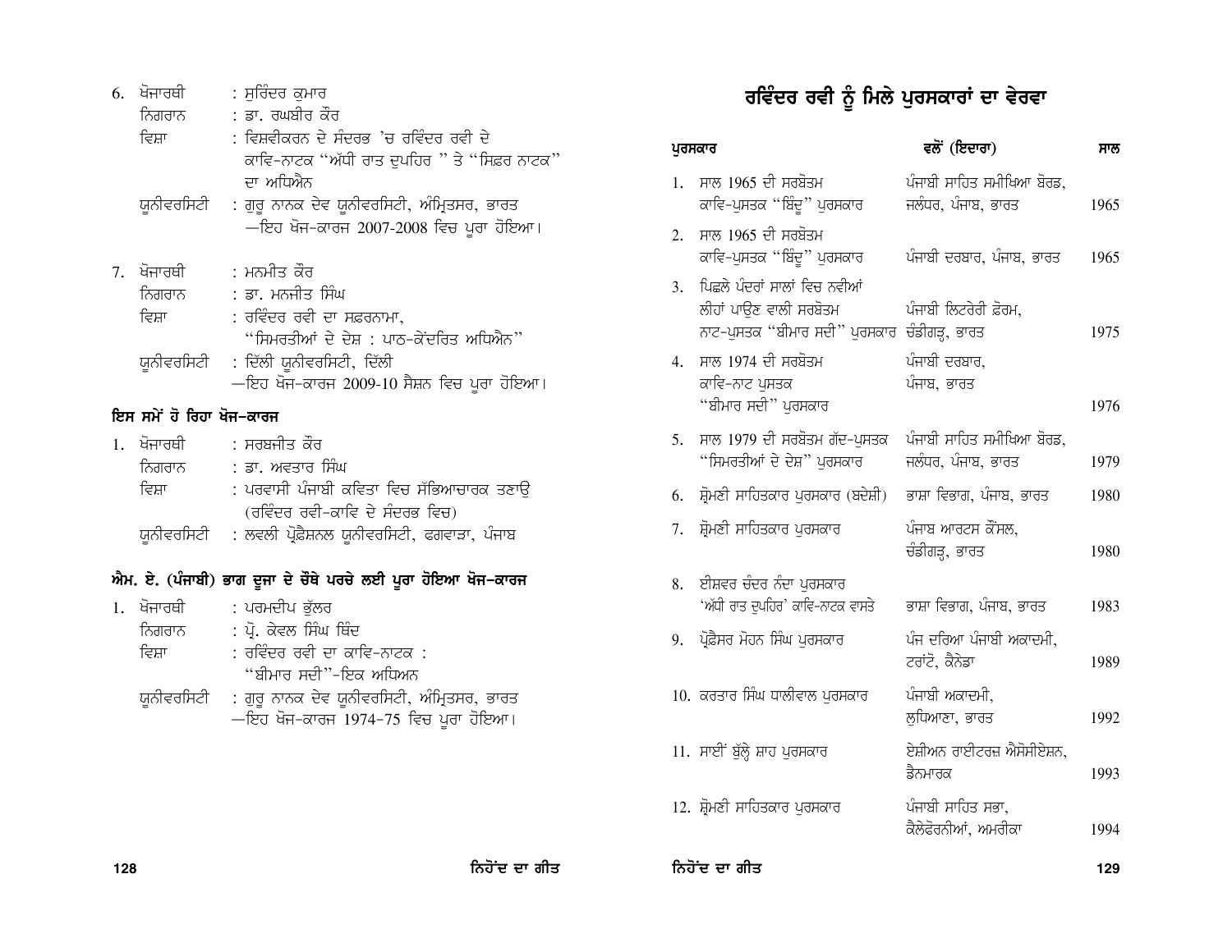6. ਖੋਜਾਰਥੀ : ਸੁਰਿੰਦਰ ਕੁਮਾਰ
   ਨਿਗਰਾਨ : ਡਾ. ਰਘਬੀਰ ਕੌਰ
   ਵਿਸ਼ਾ : ਵਿਸ਼ਵੀਕਰਨ ਦੇ ਸੰਦਰਭ 'ਚ ਰਵਿੰਦਰ ਰਵੀ ਦੇ ਕਾਵਿ-ਨਾਟਕ "ਅੱਧੀ ਰਾਤ ਦੁਪਹਿਰ " ਤੇ "ਸਿਫ਼ਰ ਨਾਟਕ" ਦਾ ਅਧਿਐਨ
   ਯੂਨੀਵਰਸਿਟੀ : ਗੁਰੂ ਨਾਨਕ ਦੇਵ ਯੂਨੀਵਰਸਿਟੀ, ਅੰਮ੍ਰਿਤਸਰ, ਭਾਰਤ
   —ਇਹ ਖੋਜ-ਕਾਰਜ 2007-2008 ਵਿਚ ਪੂਰਾ ਹੋਇਆ।

7. ਖੋਜਾਰਥੀ : ਮਨਮੀਤ ਕੌਰ
   ਨਿਗਰਾਨ : ਡਾ. ਮਨਜੀਤ ਸਿੰਘ
   ਵਿਸ਼ਾ : ਰਵਿੰਦਰ ਰਵੀ ਦਾ ਸਫ਼ਰਨਾਮਾ, "ਸਿਮਰਤੀਆਂ ਦੇ ਦੇਸ਼ : ਪਾਠ-ਕੇਂਦਰਿਤ ਅਧਿਐਨ"
   ਯੂਨੀਵਰਸਿਟੀ : ਦਿੱਲੀ ਯੂਨੀਵਰਸਿਟੀ, ਦਿੱਲੀ
   —ਇਹ ਖੋਜ-ਕਾਰਜ 2009-10 ਸੈਸ਼ਨ ਵਿਚ ਪੂਰਾ ਹੋਇਆ।

### ਇਸ ਸਮੇਂ ਹੋ ਰਿਹਾ ਖੋਜ-ਕਾਰਜ

1. ਖੋਜਾਰਥੀ : ਸਰਬਜੀਤ ਕੌਰ
   ਨਿਗਰਾਨ : ਡਾ. ਅਵਤਾਰ ਸਿੰਘ
   ਵਿਸ਼ਾ : ਪਰਵਾਸੀ ਪੰਜਾਬੀ ਕਵਿਤਾ ਵਿਚ ਸੱਭਿਆਚਾਰਕ ਤਣਾਉ (ਰਵਿੰਦਰ ਰਵੀ-ਕਾਵਿ ਦੇ ਸੰਦਰਭ ਵਿਚ)
   ਯੂਨੀਵਰਸਿਟੀ : ਲਵਲੀ ਪ੍ਰੋਫ਼ੈਸ਼ਨਲ ਯੂਨੀਵਰਸਿਟੀ, ਫਗਵਾੜਾ, ਪੰਜਾਬ

### ਐਮ. ਏ. (ਪੰਜਾਬੀ) ਭਾਗ ਦੂਜਾ ਦੇ ਚੌਥੇ ਪਰਚੇ ਲਈ ਪੂਰਾ ਹੋਇਆ ਖੋਜ-ਕਾਰਜ

1. ਖੋਜਾਰਥੀ : ਪਰਮਦੀਪ ਭੁੱਲਰ
   ਨਿਗਰਾਨ : ਪ੍ਰੋ. ਕੇਵਲ ਸਿੰਘ ਥਿੰਦ
   ਵਿਸ਼ਾ : ਰਵਿੰਦਰ ਰਵੀ ਦਾ ਕਾਵਿ-ਨਾਟਕ : "ਬੀਮਾਰ ਸਦੀ"-ਇਕ ਅਧਿਅਨ
   ਯੂਨੀਵਰਸਿਟੀ : ਗੁਰੂ ਨਾਨਕ ਦੇਵ ਯੂਨੀਵਰਸਿਟੀ, ਅੰਮ੍ਰਿਤਸਰ, ਭਾਰਤ
   —ਇਹ ਖੋਜ-ਕਾਰਜ 1974-75 ਵਿਚ ਪੂਰਾ ਹੋਇਆ।

## ਰਵਿੰਦਰ ਰਵੀ ਨੂੰ ਮਿਲੇ ਪੁਰਸਕਾਰਾਂ ਦਾ ਵੇਰਵਾ

| ਪੁਰਸਕਾਰ | ਵਲੋਂ (ਇਦਾਰਾ) | ਸਾਲ |
|---|---|---|
| 1. ਸਾਲ 1965 ਦੀ ਸਰਬੋਤਮ ਕਾਵਿ-ਪੁਸਤਕ "ਬਿੰਦੂ" ਪੁਰਸਕਾਰ | ਪੰਜਾਬੀ ਸਾਹਿਤ ਸਮੀਖਿਆ ਬੋਰਡ, ਜਲੰਧਰ, ਪੰਜਾਬ, ਭਾਰਤ | 1965 |
| 2. ਸਾਲ 1965 ਦੀ ਸਰਬੋਤਮ ਕਾਵਿ-ਪੁਸਤਕ "ਬਿੰਦੂ" ਪੁਰਸਕਾਰ | ਪੰਜਾਬੀ ਦਰਬਾਰ, ਪੰਜਾਬ, ਭਾਰਤ | 1965 |
| 3. ਪਿਛਲੇ ਪੰਦਰਾਂ ਸਾਲਾਂ ਵਿਚ ਨਵੀਆਂ ਲੀਹਾਂ ਪਾਉਣ ਵਾਲੀ ਸਰਬੋਤਮ ਨਾਟ-ਪੁਸਤਕ "ਬੀਮਾਰ ਸਦੀ" ਪੁਰਸਕਾਰ | ਪੰਜਾਬੀ ਲਿਟਰੇਰੀ ਫ਼ੋਰਮ, ਚੰਡੀਗੜ੍ਹ, ਭਾਰਤ | 1975 |
| 4. ਸਾਲ 1974 ਦੀ ਸਰਬੋਤਮ ਕਾਵਿ-ਨਾਟ ਪੁਸਤਕ "ਬੀਮਾਰ ਸਦੀ" ਪੁਰਸਕਾਰ | ਪੰਜਾਬੀ ਦਰਬਾਰ, ਪੰਜਾਬ, ਭਾਰਤ | 1976 |
| 5. ਸਾਲ 1979 ਦੀ ਸਰਬੋਤਮ ਗੱਦ-ਪੁਸਤਕ "ਸਿਮਰਤੀਆਂ ਦੇ ਦੇਸ਼" ਪੁਰਸਕਾਰ | ਪੰਜਾਬੀ ਸਾਹਿਤ ਸਮੀਖਿਆ ਬੋਰਡ, ਜਲੰਧਰ, ਪੰਜਾਬ, ਭਾਰਤ | 1979 |
| 6. ਸ਼੍ਰੋਮਣੀ ਸਾਹਿਤਕਾਰ ਪੁਰਸਕਾਰ (ਬਦੇਸ਼ੀ) | ਭਾਸ਼ਾ ਵਿਭਾਗ, ਪੰਜਾਬ, ਭਾਰਤ | 1980 |
| 7. ਸ਼੍ਰੋਮਣੀ ਸਾਹਿਤਕਾਰ ਪੁਰਸਕਾਰ | ਪੰਜਾਬ ਆਰਟਸ ਕੌਂਸਲ, ਚੰਡੀਗੜ੍ਹ, ਭਾਰਤ | 1980 |
| 8. ਈਸ਼ਵਰ ਚੰਦਰ ਨੰਦਾ ਪੁਰਸਕਾਰ 'ਅੱਧੀ ਰਾਤ ਦੁਪਹਿਰ' ਕਾਵਿ-ਨਾਟਕ ਵਾਸਤੇ | ਭਾਸ਼ਾ ਵਿਭਾਗ, ਪੰਜਾਬ, ਭਾਰਤ | 1983 |
| 9. ਪ੍ਰੋਫ਼ੈਸਰ ਮੋਹਨ ਸਿੰਘ ਪੁਰਸਕਾਰ | ਪੰਜ ਦਰਿਆ ਪੰਜਾਬੀ ਅਕਾਦਮੀ, ਟਰਾਂਟੋ, ਕੈਨੇਡਾ | 1989 |
| 10. ਕਰਤਾਰ ਸਿੰਘ ਧਾਲੀਵਾਲ ਪੁਰਸਕਾਰ | ਪੰਜਾਬੀ ਅਕਾਦਮੀ, ਲੁਧਿਆਣਾ, ਭਾਰਤ | 1992 |
| 11. ਸਾਈਂ ਬੁੱਲ੍ਹੇ ਸ਼ਾਹ ਪੁਰਸਕਾਰ | ਏਸ਼ੀਅਨ ਰਾਈਟਰਜ਼ ਐਸੋਸੀਏਸ਼ਨ, ਡੈਨਮਾਰਕ | 1993 |
| 12. ਸ਼੍ਰੋਮਣੀ ਸਾਹਿਤਕਾਰ ਪੁਰਸਕਾਰ | ਪੰਜਾਬੀ ਸਾਹਿਤ ਸਭਾ, ਕੈਲੇਫ਼ੋਰਨੀਆਂ, ਅਮਰੀਕਾ | 1994 |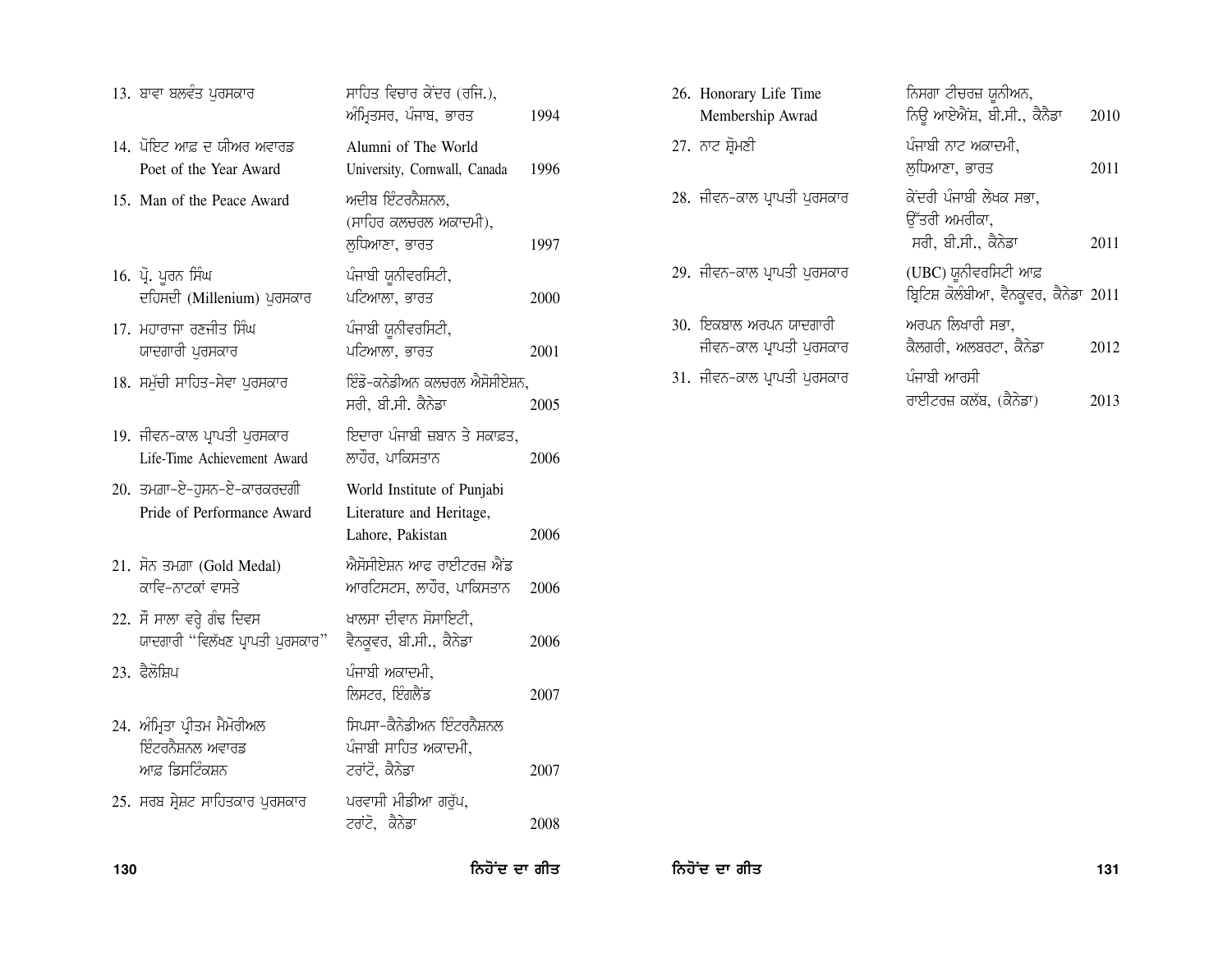| | | |
|---|---|---|
| 13. ਬਾਵਾ ਬਲਵੰਤ ਪੁਰਸਕਾਰ | ਸਾਹਿਤ ਵਿਚਾਰ ਕੇਂਦਰ (ਰਜਿ.), ਅੰਮ੍ਰਿਤਸਰ, ਪੰਜਾਬ, ਭਾਰਤ | 1994 |
| 14. ਪੋਇਟ ਆਫ਼ ਦ ਯੀਅਰ ਅਵਾਰਡ Poet of the Year Award | Alumni of The World University, Cornwall, Canada | 1996 |
| 15. Man of the Peace Award | ਅਦੀਬ ਇੰਟਰਨੈਸ਼ਨਲ, (ਸਾਹਿਰ ਕਲਚਰਲ ਅਕਾਦਮੀ), ਲੁਧਿਆਣਾ, ਭਾਰਤ | 1997 |
| 16. ਪ੍ਰੋ. ਪੂਰਨ ਸਿੰਘ ਦਹਿਸਦੀ (Millenium) ਪੁਰਸਕਾਰ | ਪੰਜਾਬੀ ਯੂਨੀਵਰਸਿਟੀ, ਪਟਿਆਲਾ, ਭਾਰਤ | 2000 |
| 17. ਮਹਾਰਾਜਾ ਰਣਜੀਤ ਸਿੰਘ ਯਾਦਗਾਰੀ ਪੁਰਸਕਾਰ | ਪੰਜਾਬੀ ਯੂਨੀਵਰਸਿਟੀ, ਪਟਿਆਲਾ, ਭਾਰਤ | 2001 |
| 18. ਸਮੁੱਚੀ ਸਾਹਿਤ-ਸੇਵਾ ਪੁਰਸਕਾਰ | ਇੰਡੋ-ਕਨੇਡੀਅਨ ਕਲਚਰਲ ਐਸੋਸੀਏਸ਼ਨ, ਸਰੀ, ਬੀ.ਸੀ. ਕੈਨੇਡਾ | 2005 |
| 19. ਜੀਵਨ-ਕਾਲ ਪ੍ਰਾਪਤੀ ਪੁਰਸਕਾਰ Life-Time Achievement Award | ਇਦਾਰਾ ਪੰਜਾਬੀ ਜ਼ਬਾਨ ਤੇ ਸਕਾਫ਼ਤ, ਲਾਹੌਰ, ਪਾਕਿਸਤਾਨ | 2006 |
| 20. ਤਮਗ਼ਾ-ਏ-ਹੁਸਨ-ਏ-ਕਾਰਕਰਦਗੀ Pride of Performance Award | World Institute of Punjabi Literature and Heritage, Lahore, Pakistan | 2006 |
| 21. ਸੋਨ ਤਮਗ਼ਾ (Gold Medal) ਕਾਵਿ-ਨਾਟਕਾਂ ਵਾਸਤੇ | ਐਸੋਸੀਏਸ਼ਨ ਆਫ ਰਾਈਟਰਜ਼ ਐਂਡ ਆਰਟਿਸਟਸ, ਲਾਹੌਰ, ਪਾਕਿਸਤਾਨ | 2006 |
| 22. ਸੌ ਸਾਲਾ ਵਰ੍ਹੇ ਗੰਢ ਦਿਵਸ ਯਾਦਗਾਰੀ "ਵਿਲੱਖਣ ਪ੍ਰਾਪਤੀ ਪੁਰਸਕਾਰ" | ਖਾਲਸਾ ਦੀਵਾਨ ਸੋਸਾਇਟੀ, ਵੈਨਕੂਵਰ, ਬੀ.ਸੀ., ਕੈਨੇਡਾ | 2006 |
| 23. ਫੈਲੋਸ਼ਿਪ | ਪੰਜਾਬੀ ਅਕਾਦਮੀ, ਲਿਸਟਰ, ਇੰਗਲੈਂਡ | 2007 |
| 24. ਅੰਮ੍ਰਿਤਾ ਪ੍ਰੀਤਮ ਮੈਮੋਰੀਅਲ ਇੰਟਰਨੈਸ਼ਨਲ ਅਵਾਰਡ ਆਫ਼ ਡਿਸਟਿੰਕਸ਼ਨ | ਸਿਪਸਾ-ਕੈਨੇਡੀਅਨ ਇੰਟਰਨੈਸ਼ਨਲ ਪੰਜਾਬੀ ਸਾਹਿਤ ਅਕਾਦਮੀ, ਟਰਾਂਟੋ, ਕੈਨੇਡਾ | 2007 |
| 25. ਸਰਬ ਸ੍ਰੇਸ਼ਟ ਸਾਹਿਤਕਾਰ ਪੁਰਸਕਾਰ | ਪਰਵਾਸੀ ਮੀਡੀਆ ਗਰੁੱਪ, ਟਰਾਂਟੋ, ਕੈਨੇਡਾ | 2008 |
| 26. Honorary Life Time Membership Awrad | ਨਿਸਗਾ ਟੀਚਰਜ਼ ਯੂਨੀਅਨ, ਨਿਊ ਆਏਐਂਸ਼, ਬੀ.ਸੀ., ਕੈਨੈਡਾ | 2010 |
| 27. ਨਾਟ ਸ਼੍ਰੋਮਣੀ | ਪੰਜਾਬੀ ਨਾਟ ਅਕਾਦਮੀ, ਲੁਧਿਆਣਾ, ਭਾਰਤ | 2011 |
| 28. ਜੀਵਨ-ਕਾਲ ਪ੍ਰਾਪਤੀ ਪੁਰਸਕਾਰ | ਕੇਂਦਰੀ ਪੰਜਾਬੀ ਲੇਖਕ ਸਭਾ, ਉੱਤਰੀ ਅਮਰੀਕਾ, ਸਰੀ, ਬੀ.ਸੀ., ਕੈਨੇਡਾ | 2011 |
| 29. ਜੀਵਨ-ਕਾਲ ਪ੍ਰਾਪਤੀ ਪੁਰਸਕਾਰ | (UBC) ਯੂਨੀਵਰਸਿਟੀ ਆਫ਼ ਬ੍ਰਿਟਿਸ਼ ਕੋਲੰਬੀਆ, ਵੈਨਕੂਵਰ, ਕੈਨੇਡਾ | 2011 |
| 30. ਇਕਬਾਲ ਅਰਪਨ ਯਾਦਗਾਰੀ ਜੀਵਨ-ਕਾਲ ਪ੍ਰਾਪਤੀ ਪੁਰਸਕਾਰ | ਅਰਪਨ ਲਿਖਾਰੀ ਸਭਾ, ਕੈਲਗਰੀ, ਅਲਬਰਟਾ, ਕੈਨੇਡਾ | 2012 |
| 31. ਜੀਵਨ-ਕਾਲ ਪ੍ਰਾਪਤੀ ਪੁਰਸਕਾਰ | ਪੰਜਾਬੀ ਆਰਸੀ ਰਾਈਟਰਜ਼ ਕਲੱਬ, (ਕੈਨੇਡਾ) | 2013 |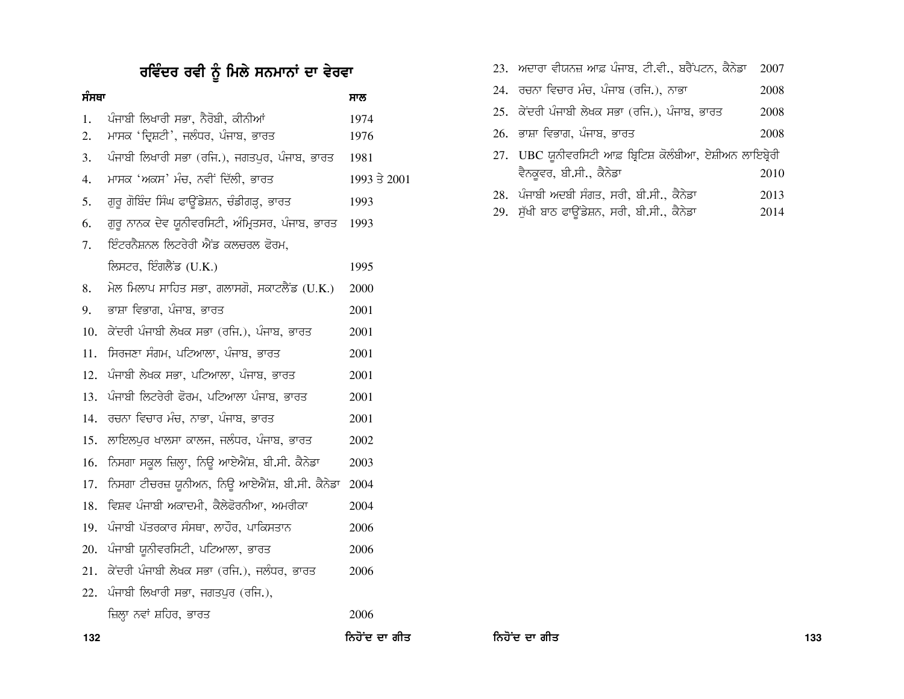# ਰਵਿੰਦਰ ਰਵੀ ਨੂੰ ਮਿਲੇ ਸਨਮਾਨਾਂ ਦਾ ਵੇਰਵਾ

| | ਸੰਸਥਾ | ਸਾਲ |
|---|---|---|
| 1. | ਪੰਜਾਬੀ ਲਿਖਾਰੀ ਸਭਾ, ਨੈਰੋਬੀ, ਕੀਨੀਆਂ | 1974 |
| 2. | ਮਾਸਕ 'ਦ੍ਰਿਸ਼ਟੀ', ਜਲੰਧਰ, ਪੰਜਾਬ, ਭਾਰਤ | 1976 |
| 3. | ਪੰਜਾਬੀ ਲਿਖਾਰੀ ਸਭਾ (ਰਜਿ.), ਜਗਤਪੁਰ, ਪੰਜਾਬ, ਭਾਰਤ | 1981 |
| 4. | ਮਾਸਕ 'ਅਕਸ' ਮੰਚ, ਨਵੀਂ ਦਿੱਲੀ, ਭਾਰਤ | 1993 ਤੇ 2001 |
| 5. | ਗੁਰੂ ਗੋਬਿੰਦ ਸਿੰਘ ਫਾਊਂਡੇਸ਼ਨ, ਚੰਡੀਗੜ੍ਹ, ਭਾਰਤ | 1993 |
| 6. | ਗੁਰੂ ਨਾਨਕ ਦੇਵ ਯੂਨੀਵਰਸਿਟੀ, ਅੰਮ੍ਰਿਤਸਰ, ਪੰਜਾਬ, ਭਾਰਤ | 1993 |
| 7. | ਇੰਟਰਨੈਸ਼ਨਲ ਲਿਟਰੇਰੀ ਐਂਡ ਕਲਚਰਲ ਫੋਰਮ, ਲਿਸਟਰ, ਇੰਗਲੈਂਡ (U.K.) | 1995 |
| 8. | ਮੇਲ ਮਿਲਾਪ ਸਾਹਿਤ ਸਭਾ, ਗਲਾਸਗੋ, ਸਕਾਟਲੈਂਡ (U.K.) | 2000 |
| 9. | ਭਾਸ਼ਾ ਵਿਭਾਗ, ਪੰਜਾਬ, ਭਾਰਤ | 2001 |
| 10. | ਕੇਂਦਰੀ ਪੰਜਾਬੀ ਲੇਖਕ ਸਭਾ (ਰਜਿ.), ਪੰਜਾਬ, ਭਾਰਤ | 2001 |
| 11. | ਸਿਰਜਣਾ ਸੰਗਮ, ਪਟਿਆਲਾ, ਪੰਜਾਬ, ਭਾਰਤ | 2001 |
| 12. | ਪੰਜਾਬੀ ਲੇਖਕ ਸਭਾ, ਪਟਿਆਲਾ, ਪੰਜਾਬ, ਭਾਰਤ | 2001 |
| 13. | ਪੰਜਾਬੀ ਲਿਟਰੇਰੀ ਫੋਰਮ, ਪਟਿਆਲਾ ਪੰਜਾਬ, ਭਾਰਤ | 2001 |
| 14. | ਰਚਨਾ ਵਿਚਾਰ ਮੰਚ, ਨਾਭਾ, ਪੰਜਾਬ, ਭਾਰਤ | 2001 |
| 15. | ਲਾਇਲਪੁਰ ਖਾਲਸਾ ਕਾਲਜ, ਜਲੰਧਰ, ਪੰਜਾਬ, ਭਾਰਤ | 2002 |
| 16. | ਨਿਸਗਾ ਸਕੂਲ ਜ਼ਿਲ੍ਹਾ, ਨਿਊ ਆਏਐਂਸ਼, ਬੀ.ਸੀ. ਕੈਨੇਡਾ | 2003 |
| 17. | ਨਿਸਗਾ ਟੀਚਰਜ਼ ਯੂਨੀਅਨ, ਨਿਊ ਆਏਐਂਸ਼, ਬੀ.ਸੀ. ਕੈਨੇਡਾ | 2004 |
| 18. | ਵਿਸ਼ਵ ਪੰਜਾਬੀ ਅਕਾਦਮੀ, ਕੈਲੇਫੋਰਨੀਆ, ਅਮਰੀਕਾ | 2004 |
| 19. | ਪੰਜਾਬੀ ਪੱਤਰਕਾਰ ਸੰਸਥਾ, ਲਾਹੌਰ, ਪਾਕਿਸਤਾਨ | 2006 |
| 20. | ਪੰਜਾਬੀ ਯੂਨੀਵਰਸਿਟੀ, ਪਟਿਆਲਾ, ਭਾਰਤ | 2006 |
| 21. | ਕੇਂਦਰੀ ਪੰਜਾਬੀ ਲੇਖਕ ਸਭਾ (ਰਜਿ.), ਜਲੰਧਰ, ਭਾਰਤ | 2006 |
| 22. | ਪੰਜਾਬੀ ਲਿਖਾਰੀ ਸਭਾ, ਜਗਤਪੁਰ (ਰਜਿ.), ਜ਼ਿਲ੍ਹਾ ਨਵਾਂ ਸ਼ਹਿਰ, ਭਾਰਤ | 2006 |
| 23. | ਅਦਾਰਾ ਵੀਯਨਜ਼ ਆਫ਼ ਪੰਜਾਬ, ਟੀ.ਵੀ., ਬਰੈਂਪਟਨ, ਕੈਨੇਡਾ | 2007 |
| 24. | ਰਚਨਾ ਵਿਚਾਰ ਮੰਚ, ਪੰਜਾਬ (ਰਜਿ.), ਨਾਭਾ | 2008 |
| 25. | ਕੇਂਦਰੀ ਪੰਜਾਬੀ ਲੇਖਕ ਸਭਾ (ਰਜਿ.), ਪੰਜਾਬ, ਭਾਰਤ | 2008 |
| 26. | ਭਾਸ਼ਾ ਵਿਭਾਗ, ਪੰਜਾਬ, ਭਾਰਤ | 2008 |
| 27. | UBC ਯੂਨੀਵਰਸਿਟੀ ਆਫ਼ ਬ੍ਰਿਟਿਸ਼ ਕੋਲੰਬੀਆ, ਏਸ਼ੀਅਨ ਲਾਇਬ੍ਰੇਰੀ ਵੈਨਕੂਵਰ, ਬੀ.ਸੀ., ਕੈਨੇਡਾ | 2010 |
| 28. | ਪੰਜਾਬੀ ਅਦਬੀ ਸੰਗਤ, ਸਰੀ, ਬੀ.ਸੀ., ਕੈਨੇਡਾ | 2013 |
| 29. | ਸੁੱਖੀ ਬਾਠ ਫਾਊਂਡੇਸ਼ਨ, ਸਰੀ, ਬੀ.ਸੀ., ਕੈਨੇਡਾ | 2014 |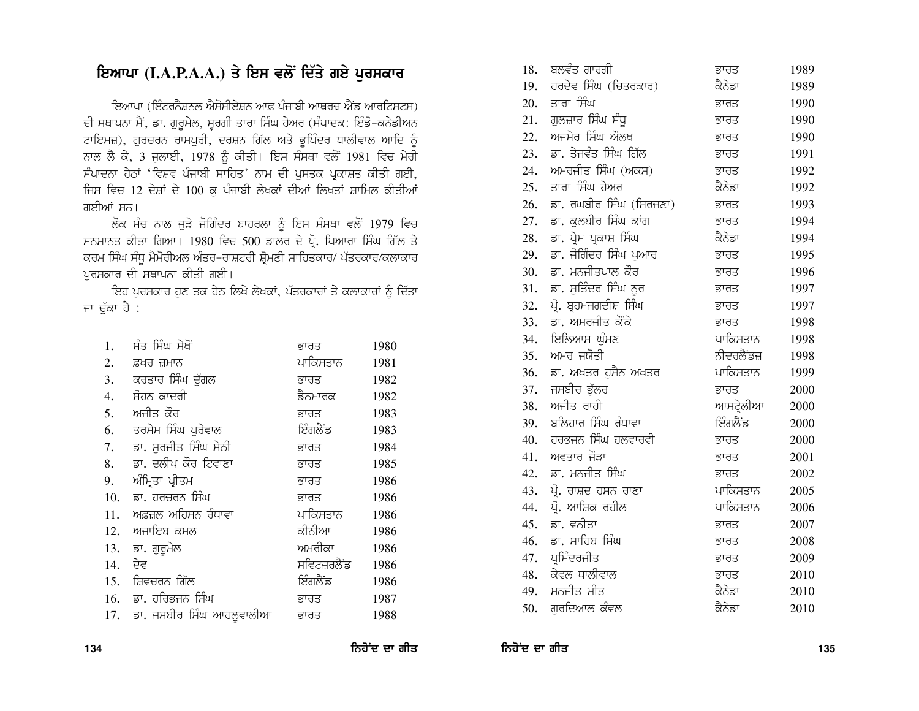## ਇਆਪਾ (I.A.P.A.A.) ਤੇ ਇਸ ਵਲੋਂ ਦਿੱਤੇ ਗਏ ਪੁਰਸਕਾਰ

ਇਆਪਾ (ਇੰਟਰਨੈਸ਼ਨਲ ਐਸੋਸੀਏਸ਼ਨ ਆਫ਼ ਪੰਜਾਬੀ ਆਥਰਜ਼ ਐਂਡ ਆਰਟਿਸਟਸ) ਦੀ ਸਥਾਪਨਾ ਮੈਂ, ਡਾ. ਗੁਰੂਮੇਲ, ਸੁਰਗੀ ਤਾਰਾ ਸਿੰਘ ਹੇਅਰ (ਸੰਪਾਦਕ: ਇੰਡੋ-ਕਨੇਡੀਅਨ ਟਾਇਮਜ਼), ਗੁਰਚਰਨ ਰਾਮਪੁਰੀ, ਦਰਸ਼ਨ ਗਿੱਲ ਅਤੇ ਭੁਪਿੰਦਰ ਧਾਲੀਵਾਲ ਆਦਿ ਨੂੰ ਨਾਲ ਲੈ ਕੇ, 3 ਜੁਲਾਈ, 1978 ਨੂੰ ਕੀਤੀ। ਇਸ ਸੰਸਥਾ ਵਲੋਂ 1981 ਵਿਚ ਮੇਰੀ ਸੰਪਾਦਨਾ ਹੇਠਾਂ 'ਵਿਸ਼ਵ ਪੰਜਾਬੀ ਸਾਹਿਤ' ਨਾਮ ਦੀ ਪੁਸਤਕ ਪ੍ਰਕਾਸ਼ਤ ਕੀਤੀ ਗਈ, ਜਿਸ ਵਿਚ 12 ਦੇਸ਼ਾਂ ਦੇ 100 ਕੁ ਪੰਜਾਬੀ ਲੇਖਕਾਂ ਦੀਆਂ ਲਿਖਤਾਂ ਸ਼ਾਮਿਲ ਕੀਤੀਆਂ ਗਈਆਂ ਸਨ।

ਲੋਕ ਮੰਚ ਨਾਲ ਜੁੜੇ ਜੋਗਿੰਦਰ ਬਾਹਰਲਾ ਨੂੰ ਇਸ ਸੰਸਥਾ ਵਲੋਂ 1979 ਵਿਚ ਸਨਮਾਨਤ ਕੀਤਾ ਗਿਆ। 1980 ਵਿਚ 500 ਡਾਲਰ ਦੇ ਪ੍ਰੋ. ਪਿਆਰਾ ਸਿੰਘ ਗਿੱਲ ਤੇ ਕਰਮ ਸਿੰਘ ਸੰਧੂ ਮੈਮੋਰੀਅਲ ਅੰਤਰ-ਰਾਸ਼ਟਰੀ ਸ਼੍ਰੋਮਣੀ ਸਾਹਿਤਕਾਰ/ ਪੱਤਰਕਾਰ/ਕਲਾਕਾਰ ਪੁਰਸਕਾਰ ਦੀ ਸਥਾਪਨਾ ਕੀਤੀ ਗਈ।

ਇਹ ਪੁਰਸਕਾਰ ਹੁਣ ਤਕ ਹੇਠ ਲਿਖੇ ਲੇਖਕਾਂ, ਪੱਤਰਕਾਰਾਂ ਤੇ ਕਲਾਕਾਰਾਂ ਨੂੰ ਦਿੱਤਾ ਜਾ ਚੁੱਕਾ ਹੈ :

| | | | |
|---|---|---|---|
| 1. | ਸੰਤ ਸਿੰਘ ਸੇਖੋਂ | ਭਾਰਤ | 1980 |
| 2. | ਫ਼ਖਰ ਜ਼ਮਾਨ | ਪਾਕਿਸਤਾਨ | 1981 |
| 3. | ਕਰਤਾਰ ਸਿੰਘ ਦੁੱਗਲ | ਭਾਰਤ | 1982 |
| 4. | ਸੋਹਨ ਕਾਦਰੀ | ਡੈਨਮਾਰਕ | 1982 |
| 5. | ਅਜੀਤ ਕੌਰ | ਭਾਰਤ | 1983 |
| 6. | ਤਰਸੇਮ ਸਿੰਘ ਪੁਰੇਵਾਲ | ਇੰਗਲੈਂਡ | 1983 |
| 7. | ਡਾ. ਸੁਰਜੀਤ ਸਿੰਘ ਸੇਠੀ | ਭਾਰਤ | 1984 |
| 8. | ਡਾ. ਦਲੀਪ ਕੌਰ ਟਿਵਾਣਾ | ਭਾਰਤ | 1985 |
| 9. | ਅੰਮ੍ਰਿਤਾ ਪ੍ਰੀਤਮ | ਭਾਰਤ | 1986 |
| 10. | ਡਾ. ਹਰਚਰਨ ਸਿੰਘ | ਭਾਰਤ | 1986 |
| 11. | ਅਫ਼ਜ਼ਲ ਅਹਿਸਨ ਰੰਧਾਵਾ | ਪਾਕਿਸਤਾਨ | 1986 |
| 12. | ਅਜਾਇਬ ਕਮਲ | ਕੀਨੀਆ | 1986 |
| 13. | ਡਾ. ਗੁਰੂਮੇਲ | ਅਮਰੀਕਾ | 1986 |
| 14. | ਦੇਵ | ਸਵਿਟਜ਼ਰਲੈਂਡ | 1986 |
| 15. | ਸ਼ਿਵਚਰਨ ਗਿੱਲ | ਇੰਗਲੈਂਡ | 1986 |
| 16. | ਡਾ. ਹਰਿਭਜਨ ਸਿੰਘ | ਭਾਰਤ | 1987 |
| 17. | ਡਾ. ਜਸਬੀਰ ਸਿੰਘ ਆਹਲੂਵਾਲੀਆ | ਭਾਰਤ | 1988 |
| 18. | ਬਲਵੰਤ ਗਾਰਗੀ | ਭਾਰਤ | 1989 |
| 19. | ਹਰਦੇਵ ਸਿੰਘ (ਚਿਤਰਕਾਰ) | ਕੈਨੇਡਾ | 1989 |
| 20. | ਤਾਰਾ ਸਿੰਘ | ਭਾਰਤ | 1990 |
| 21. | ਗੁਲਜ਼ਾਰ ਸਿੰਘ ਸੰਧੂ | ਭਾਰਤ | 1990 |
| 22. | ਅਜਮੇਰ ਸਿੰਘ ਔਲਖ | ਭਾਰਤ | 1990 |
| 23. | ਡਾ. ਤੇਜਵੰਤ ਸਿੰਘ ਗਿੱਲ | ਭਾਰਤ | 1991 |
| 24. | ਅਮਰਜੀਤ ਸਿੰਘ (ਅਕਸ) | ਭਾਰਤ | 1992 |
| 25. | ਤਾਰਾ ਸਿੰਘ ਹੇਅਰ | ਕੈਨੇਡਾ | 1992 |
| 26. | ਡਾ. ਰਘਬੀਰ ਸਿੰਘ (ਸਿਰਜਣਾ) | ਭਾਰਤ | 1993 |
| 27. | ਡਾ. ਕੁਲਬੀਰ ਸਿੰਘ ਕਾਂਗ | ਭਾਰਤ | 1994 |
| 28. | ਡਾ. ਪ੍ਰੇਮ ਪ੍ਰਕਾਸ਼ ਸਿੰਘ | ਕੈਨੇਡਾ | 1994 |
| 29. | ਡਾ. ਜੋਗਿੰਦਰ ਸਿੰਘ ਪੁਆਰ | ਭਾਰਤ | 1995 |
| 30. | ਡਾ. ਮਨਜੀਤਪਾਲ ਕੌਰ | ਭਾਰਤ | 1996 |
| 31. | ਡਾ. ਸੁਤਿੰਦਰ ਸਿੰਘ ਨੂਰ | ਭਾਰਤ | 1997 |
| 32. | ਪ੍ਰੋ. ਬ੍ਰਹਮਜਗਦੀਸ਼ ਸਿੰਘ | ਭਾਰਤ | 1997 |
| 33. | ਡਾ. ਅਮਰਜੀਤ ਕੌਂਕੇ | ਭਾਰਤ | 1998 |
| 34. | ਇਲਿਆਸ ਘੁੰਮਣ | ਪਾਕਿਸਤਾਨ | 1998 |
| 35. | ਅਮਰ ਜਯੋਤੀ | ਨੀਦਰਲੈਂਡਜ਼ | 1998 |
| 36. | ਡਾ. ਅਖਤਰ ਹੁਸੈਨ ਅਖਤਰ | ਪਾਕਿਸਤਾਨ | 1999 |
| 37. | ਜਸਬੀਰ ਭੁੱਲਰ | ਭਾਰਤ | 2000 |
| 38. | ਅਜੀਤ ਰਾਹੀ | ਆਸਟ੍ਰੇਲੀਆ | 2000 |
| 39. | ਬਲਿਹਾਰ ਸਿੰਘ ਰੰਧਾਵਾ | ਇੰਗਲੈਂਡ | 2000 |
| 40. | ਹਰਭਜਨ ਸਿੰਘ ਹਲਵਾਰਵੀ | ਭਾਰਤ | 2000 |
| 41. | ਅਵਤਾਰ ਜੌੜਾ | ਭਾਰਤ | 2001 |
| 42. | ਡਾ. ਮਨਜੀਤ ਸਿੰਘ | ਭਾਰਤ | 2002 |
| 43. | ਪ੍ਰੋ. ਰਾਸ਼ਦ ਹਸਨ ਰਾਣਾ | ਪਾਕਿਸਤਾਨ | 2005 |
| 44. | ਪ੍ਰੋ. ਆਸ਼ਿਕ ਰਹੀਲ | ਪਾਕਿਸਤਾਨ | 2006 |
| 45. | ਡਾ. ਵਨੀਤਾ | ਭਾਰਤ | 2007 |
| 46. | ਡਾ. ਸਾਹਿਬ ਸਿੰਘ | ਭਾਰਤ | 2008 |
| 47. | ਪ੍ਰਮਿੰਦਰਜੀਤ | ਭਾਰਤ | 2009 |
| 48. | ਕੇਵਲ ਧਾਲੀਵਾਲ | ਭਾਰਤ | 2010 |
| 49. | ਮਨਜੀਤ ਮੀਤ | ਕੈਨੇਡਾ | 2010 |
| 50. | ਗੁਰਦਿਆਲ ਕੰਵਲ | ਕੈਨੇਡਾ | 2010 |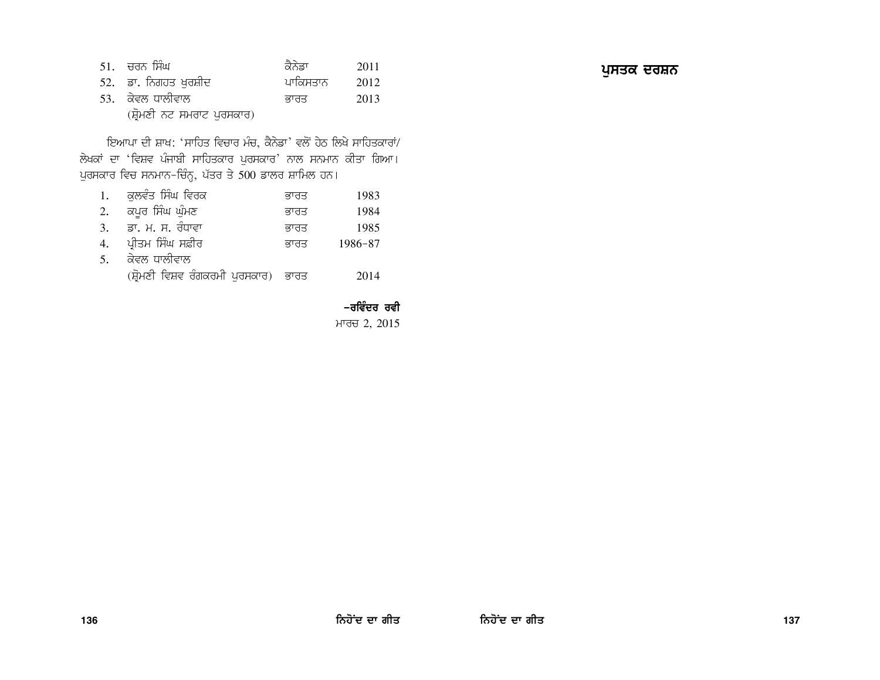| | | | |
|---|---|---|---|
| 51. | ਚਰਨ ਸਿੰਘ | ਕੈਨੇਡਾ | 2011 |
| 52. | ਡਾ. ਨਿਗਹਤ ਖੁਰਸ਼ੀਦ | ਪਾਕਿਸਤਾਨ | 2012 |
| 53. | ਕੇਵਲ ਧਾਲੀਵਾਲ (ਸ਼੍ਰੋਮਣੀ ਨਟ ਸਮਰਾਟ ਪੁਰਸਕਾਰ) | ਭਾਰਤ | 2013 |

ਇਆਪਾ ਦੀ ਸ਼ਾਖ: 'ਸਾਹਿਤ ਵਿਚਾਰ ਮੰਚ, ਕੈਨੇਡਾ' ਵਲੋਂ ਹੇਠ ਲਿਖੇ ਸਾਹਿਤਕਾਰਾਂ/ ਲੇਖਕਾਂ ਦਾ 'ਵਿਸ਼ਵ ਪੰਜਾਬੀ ਸਾਹਿਤਕਾਰ ਪੁਰਸਕਾਰ' ਨਾਲ ਸਨਮਾਨ ਕੀਤਾ ਗਿਆ। ਪੁਰਸਕਾਰ ਵਿਚ ਸਨਮਾਨ-ਚਿੰਨ੍ਹ, ਪੱਤਰ ਤੇ 500 ਡਾਲਰ ਸ਼ਾਮਿਲ ਹਨ।

| | | | |
|---|---|---|---|
| 1. | ਕੁਲਵੰਤ ਸਿੰਘ ਵਿਰਕ | ਭਾਰਤ | 1983 |
| 2. | ਕਪੂਰ ਸਿੰਘ ਘੁੰਮਣ | ਭਾਰਤ | 1984 |
| 3. | ਡਾ. ਮ. ਸ. ਰੰਧਾਵਾ | ਭਾਰਤ | 1985 |
| 4. | ਪ੍ਰੀਤਮ ਸਿੰਘ ਸਫ਼ੀਰ | ਭਾਰਤ | 1986-87 |
| 5. | ਕੇਵਲ ਧਾਲੀਵਾਲ (ਸ਼੍ਰੋਮਣੀ ਵਿਸ਼ਵ ਰੰਗਕਰਮੀ ਪੁਰਸਕਾਰ) | ਭਾਰਤ | 2014 |

**-ਰਵਿੰਦਰ ਰਵੀ**

ਮਾਰਚ 2, 2015

## ਪੁਸਤਕ ਦਰਸ਼ਨ